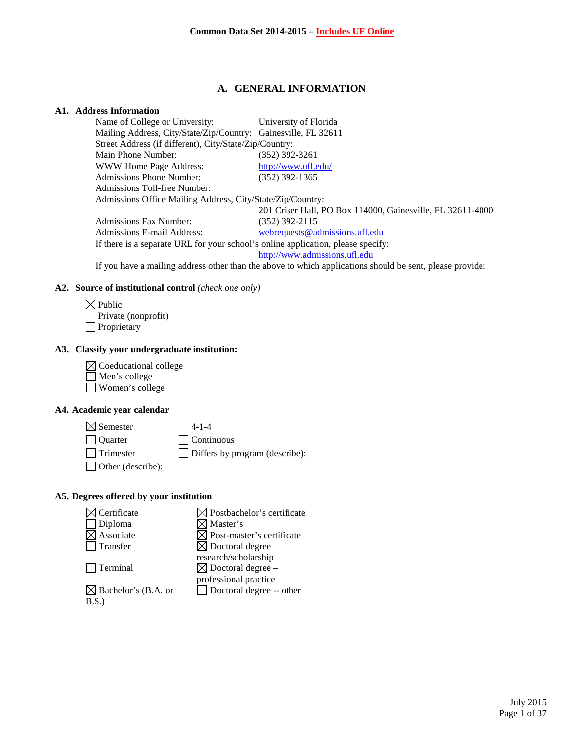**Common Data Set 2014-2015 – Includes UF Online**

## A. GENERAL INFORMATION

### A1. Address Information

Name of College or University: University of Florida
Mailing Address, City/State/Zip/Country: Gainesville, FL 32611
Street Address (if different), City/State/Zip/Country:
Main Phone Number: (352) 392-3261
WWW Home Page Address: http://www.ufl.edu/
Admissions Phone Number: (352) 392-1365
Admissions Toll-free Number:
Admissions Office Mailing Address, City/State/Zip/Country:
201 Criser Hall, PO Box 114000, Gainesville, FL 32611-4000
Admissions Fax Number: (352) 392-2115
Admissions E-mail Address: webrequests@admissions.ufl.edu
If there is a separate URL for your school's online application, please specify:
http://www.admissions.ufl.edu
If you have a mailing address other than the above to which applications should be sent, please provide:

### A2. Source of institutional control *(check one only)*

- ☒ Public
- ☐ Private (nonprofit)
- ☐ Proprietary

### A3. Classify your undergraduate institution:

- ☒ Coeducational college
- ☐ Men's college
- ☐ Women's college

### A4. Academic year calendar

- ☒ Semester
- ☐ Quarter
- ☐ Trimester
- ☐ Other (describe):
- ☐ 4-1-4
- ☐ Continuous
- ☐ Differs by program (describe):

### A5. Degrees offered by your institution

- ☒ Certificate
- ☐ Diploma
- ☒ Associate
- ☐ Transfer
- ☐ Terminal
- ☒ Bachelor's (B.A. or B.S.)
- ☒ Postbachelor's certificate
- ☒ Master's
- ☒ Post-master's certificate
- ☒ Doctoral degree research/scholarship
- ☒ Doctoral degree – professional practice
- ☐ Doctoral degree -- other

July 2015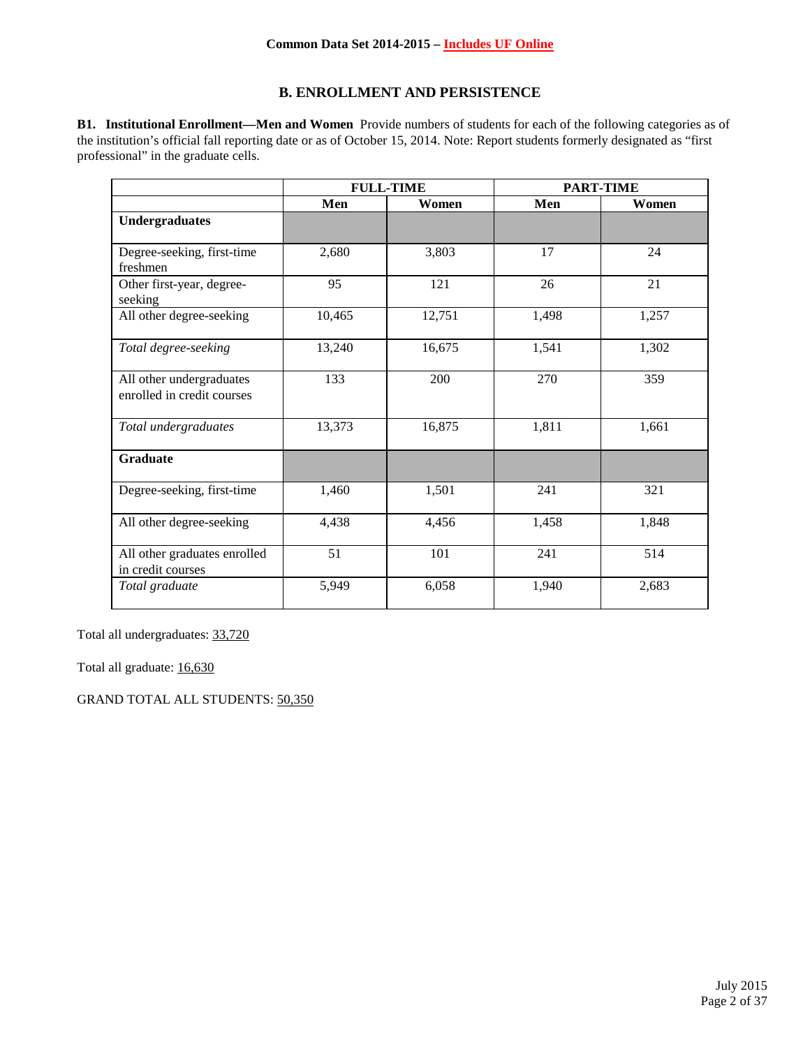## B. ENROLLMENT AND PERSISTENCE

**B1. Institutional Enrollment—Men and Women** Provide numbers of students for each of the following categories as of the institution's official fall reporting date or as of October 15, 2014. Note: Report students formerly designated as "first professional" in the graduate cells.

| | FULL-TIME | | PART-TIME | |
|---|---|---|---|---|
| | **Men** | **Women** | **Men** | **Women** |
| **Undergraduates** | | | | |
| Degree-seeking, first-time freshmen | 2,680 | 3,803 | 17 | 24 |
| Other first-year, degree-seeking | 95 | 121 | 26 | 21 |
| All other degree-seeking | 10,465 | 12,751 | 1,498 | 1,257 |
| *Total degree-seeking* | 13,240 | 16,675 | 1,541 | 1,302 |
| All other undergraduates enrolled in credit courses | 133 | 200 | 270 | 359 |
| *Total undergraduates* | 13,373 | 16,875 | 1,811 | 1,661 |
| **Graduate** | | | | |
| Degree-seeking, first-time | 1,460 | 1,501 | 241 | 321 |
| All other degree-seeking | 4,438 | 4,456 | 1,458 | 1,848 |
| All other graduates enrolled in credit courses | 51 | 101 | 241 | 514 |
| *Total graduate* | 5,949 | 6,058 | 1,940 | 2,683 |

Total all undergraduates: 33,720

Total all graduate: 16,630

GRAND TOTAL ALL STUDENTS: 50,350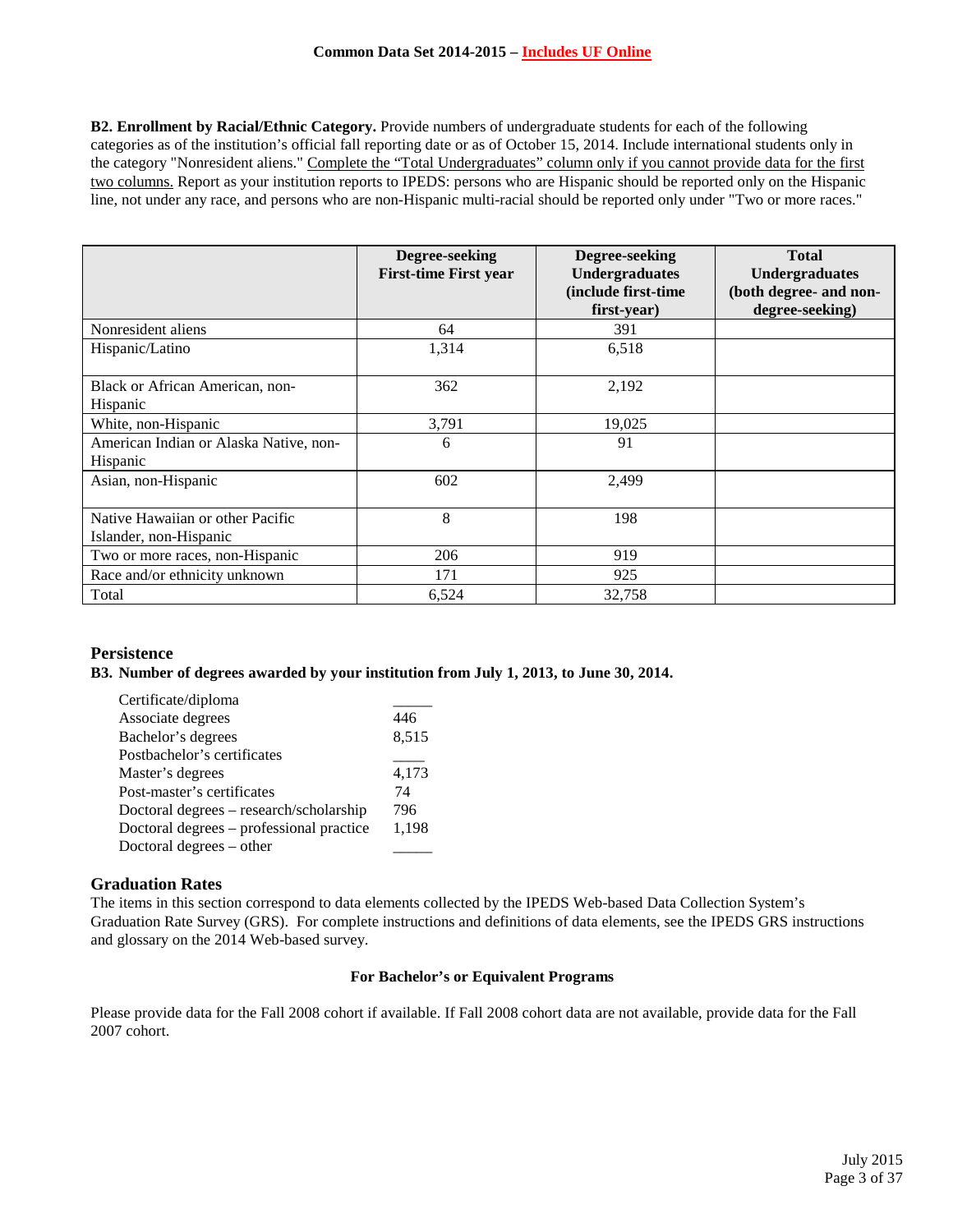**B2. Enrollment by Racial/Ethnic Category.** Provide numbers of undergraduate students for each of the following categories as of the institution's official fall reporting date or as of October 15, 2014. Include international students only in the category "Nonresident aliens." Complete the "Total Undergraduates" column only if you cannot provide data for the first two columns. Report as your institution reports to IPEDS: persons who are Hispanic should be reported only on the Hispanic line, not under any race, and persons who are non-Hispanic multi-racial should be reported only under "Two or more races."

| | Degree-seeking First-time First year | Degree-seeking Undergraduates (include first-time first-year) | Total Undergraduates (both degree- and non-degree-seeking) |
|---|---|---|---|
| Nonresident aliens | 64 | 391 | |
| Hispanic/Latino | 1,314 | 6,518 | |
| Black or African American, non-Hispanic | 362 | 2,192 | |
| White, non-Hispanic | 3,791 | 19,025 | |
| American Indian or Alaska Native, non-Hispanic | 6 | 91 | |
| Asian, non-Hispanic | 602 | 2,499 | |
| Native Hawaiian or other Pacific Islander, non-Hispanic | 8 | 198 | |
| Two or more races, non-Hispanic | 206 | 919 | |
| Race and/or ethnicity unknown | 171 | 925 | |
| Total | 6,524 | 32,758 | |

## Persistence

**B3. Number of degrees awarded by your institution from July 1, 2013, to June 30, 2014.**

| | |
|---|---|
| Certificate/diploma | _____ |
| Associate degrees | 446 |
| Bachelor's degrees | 8,515 |
| Postbachelor's certificates | ____ |
| Master's degrees | 4,173 |
| Post-master's certificates | 74 |
| Doctoral degrees – research/scholarship | 796 |
| Doctoral degrees – professional practice | 1,198 |
| Doctoral degrees – other | _____ |

## Graduation Rates

The items in this section correspond to data elements collected by the IPEDS Web-based Data Collection System's Graduation Rate Survey (GRS). For complete instructions and definitions of data elements, see the IPEDS GRS instructions and glossary on the 2014 Web-based survey.

**For Bachelor's or Equivalent Programs**

Please provide data for the Fall 2008 cohort if available. If Fall 2008 cohort data are not available, provide data for the Fall 2007 cohort.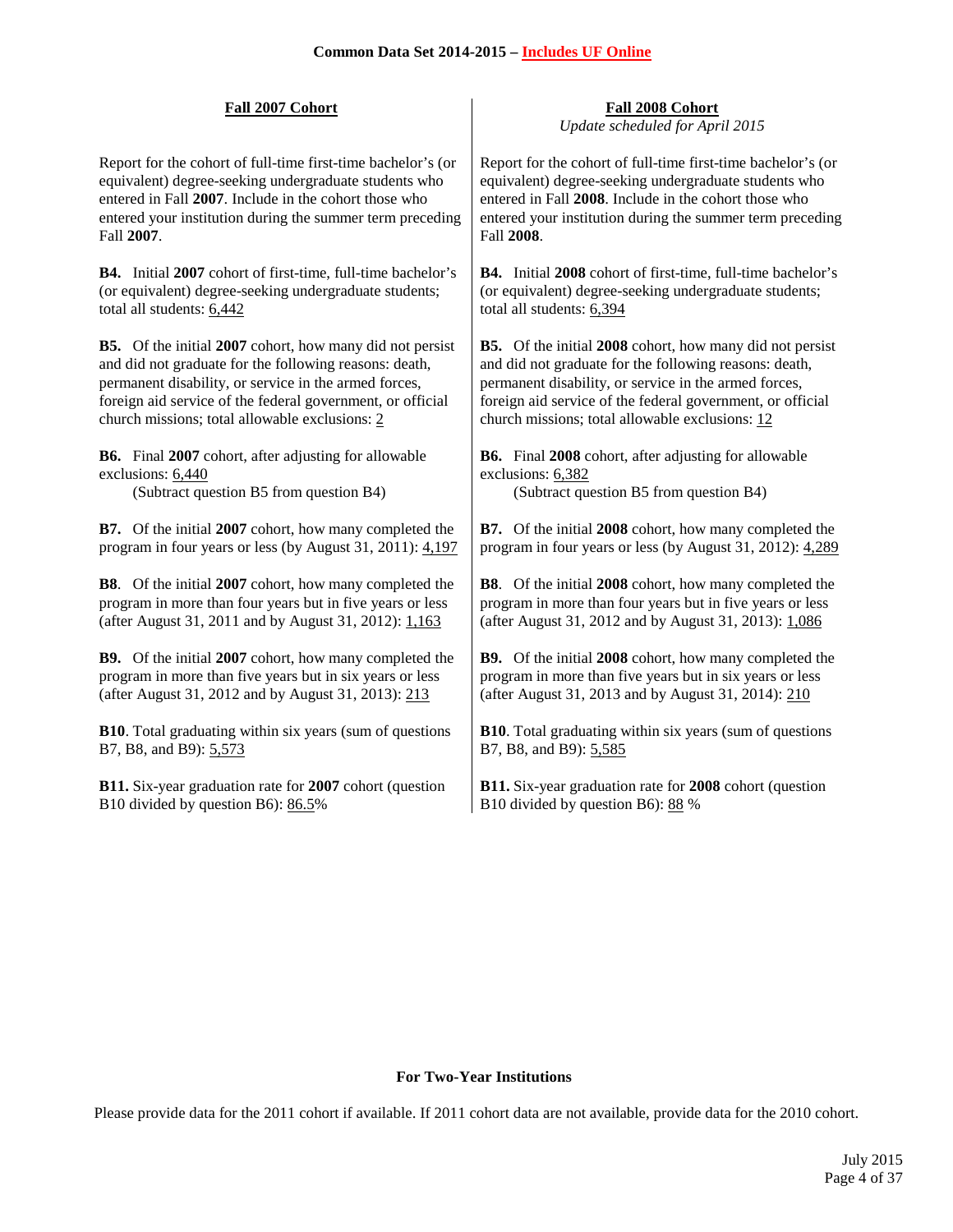## Fall 2007 Cohort

Report for the cohort of full-time first-time bachelor's (or equivalent) degree-seeking undergraduate students who entered in Fall **2007**. Include in the cohort those who entered your institution during the summer term preceding Fall **2007**.

**B4.** Initial **2007** cohort of first-time, full-time bachelor's (or equivalent) degree-seeking undergraduate students; total all students: 6,442

**B5.** Of the initial **2007** cohort, how many did not persist and did not graduate for the following reasons: death, permanent disability, or service in the armed forces, foreign aid service of the federal government, or official church missions; total allowable exclusions: 2

**B6.** Final **2007** cohort, after adjusting for allowable exclusions: 6,440
(Subtract question B5 from question B4)

**B7.** Of the initial **2007** cohort, how many completed the program in four years or less (by August 31, 2011): 4,197

**B8**. Of the initial **2007** cohort, how many completed the program in more than four years but in five years or less (after August 31, 2011 and by August 31, 2012): 1,163

**B9.** Of the initial **2007** cohort, how many completed the program in more than five years but in six years or less (after August 31, 2012 and by August 31, 2013): 213

**B10**. Total graduating within six years (sum of questions B7, B8, and B9): 5,573

**B11.** Six-year graduation rate for **2007** cohort (question B10 divided by question B6): 86.5%

## Fall 2008 Cohort

*Update scheduled for April 2015*

Report for the cohort of full-time first-time bachelor's (or equivalent) degree-seeking undergraduate students who entered in Fall **2008**. Include in the cohort those who entered your institution during the summer term preceding Fall **2008**.

**B4.** Initial **2008** cohort of first-time, full-time bachelor's (or equivalent) degree-seeking undergraduate students; total all students: 6,394

**B5.** Of the initial **2008** cohort, how many did not persist and did not graduate for the following reasons: death, permanent disability, or service in the armed forces, foreign aid service of the federal government, or official church missions; total allowable exclusions: 12

**B6.** Final **2008** cohort, after adjusting for allowable exclusions: 6,382
(Subtract question B5 from question B4)

**B7.** Of the initial **2008** cohort, how many completed the program in four years or less (by August 31, 2012): 4,289

**B8**. Of the initial **2008** cohort, how many completed the program in more than four years but in five years or less (after August 31, 2012 and by August 31, 2013): 1,086

**B9.** Of the initial **2008** cohort, how many completed the program in more than five years but in six years or less (after August 31, 2013 and by August 31, 2014): 210

**B10**. Total graduating within six years (sum of questions B7, B8, and B9): 5,585

**B11.** Six-year graduation rate for **2008** cohort (question B10 divided by question B6): 88 %

### For Two-Year Institutions

Please provide data for the 2011 cohort if available. If 2011 cohort data are not available, provide data for the 2010 cohort.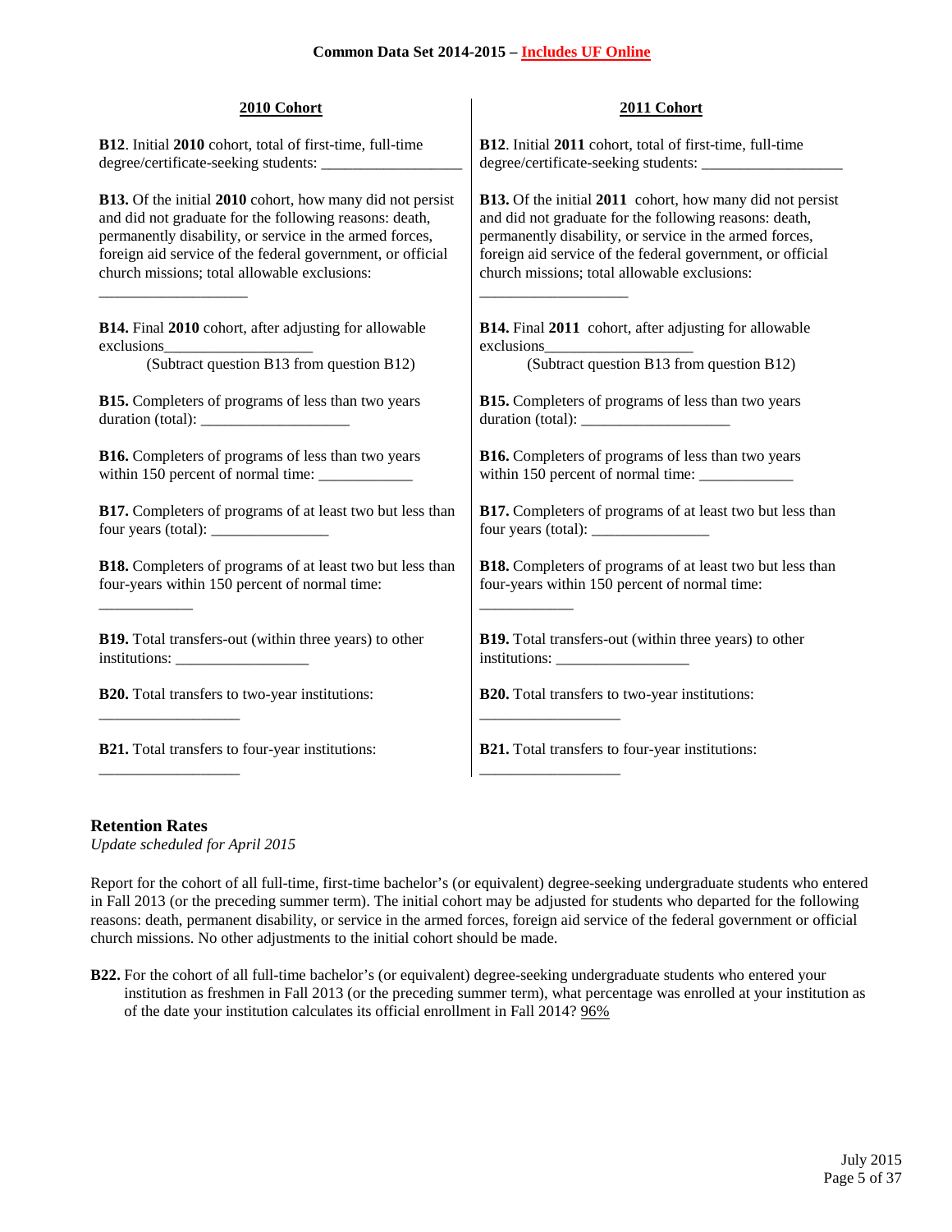**Common Data Set 2014-2015 – Includes UF Online**

| **2010 Cohort** | **2011 Cohort** |
|---|---|
| **B12**. Initial **2010** cohort, total of first-time, full-time degree/certificate-seeking students: __________________ | **B12**. Initial **2011** cohort, total of first-time, full-time degree/certificate-seeking students: __________________ |
| **B13.** Of the initial **2010** cohort, how many did not persist and did not graduate for the following reasons: death, permanently disability, or service in the armed forces, foreign aid service of the federal government, or official church missions; total allowable exclusions: ___________________ | **B13.** Of the initial **2011** cohort, how many did not persist and did not graduate for the following reasons: death, permanently disability, or service in the armed forces, foreign aid service of the federal government, or official church missions; total allowable exclusions: ___________________ |
| **B14.** Final **2010** cohort, after adjusting for allowable exclusions___________________ (Subtract question B13 from question B12) | **B14.** Final **2011** cohort, after adjusting for allowable exclusions___________________ (Subtract question B13 from question B12) |
| **B15.** Completers of programs of less than two years duration (total): ___________________ | **B15.** Completers of programs of less than two years duration (total): ___________________ |
| **B16.** Completers of programs of less than two years within 150 percent of normal time: ____________ | **B16.** Completers of programs of less than two years within 150 percent of normal time: ____________ |
| **B17.** Completers of programs of at least two but less than four years (total): _______________ | **B17.** Completers of programs of at least two but less than four years (total): _______________ |
| **B18.** Completers of programs of at least two but less than four-years within 150 percent of normal time: ____________ | **B18.** Completers of programs of at least two but less than four-years within 150 percent of normal time: ____________ |
| **B19.** Total transfers-out (within three years) to other institutions: _________________ | **B19.** Total transfers-out (within three years) to other institutions: _________________ |
| **B20.** Total transfers to two-year institutions: __________________ | **B20.** Total transfers to two-year institutions: __________________ |
| **B21.** Total transfers to four-year institutions: __________________ | **B21.** Total transfers to four-year institutions: __________________ |

### Retention Rates

*Update scheduled for April 2015*

Report for the cohort of all full-time, first-time bachelor's (or equivalent) degree-seeking undergraduate students who entered in Fall 2013 (or the preceding summer term). The initial cohort may be adjusted for students who departed for the following reasons: death, permanent disability, or service in the armed forces, foreign aid service of the federal government or official church missions. No other adjustments to the initial cohort should be made.

**B22.** For the cohort of all full-time bachelor's (or equivalent) degree-seeking undergraduate students who entered your institution as freshmen in Fall 2013 (or the preceding summer term), what percentage was enrolled at your institution as of the date your institution calculates its official enrollment in Fall 2014? 96%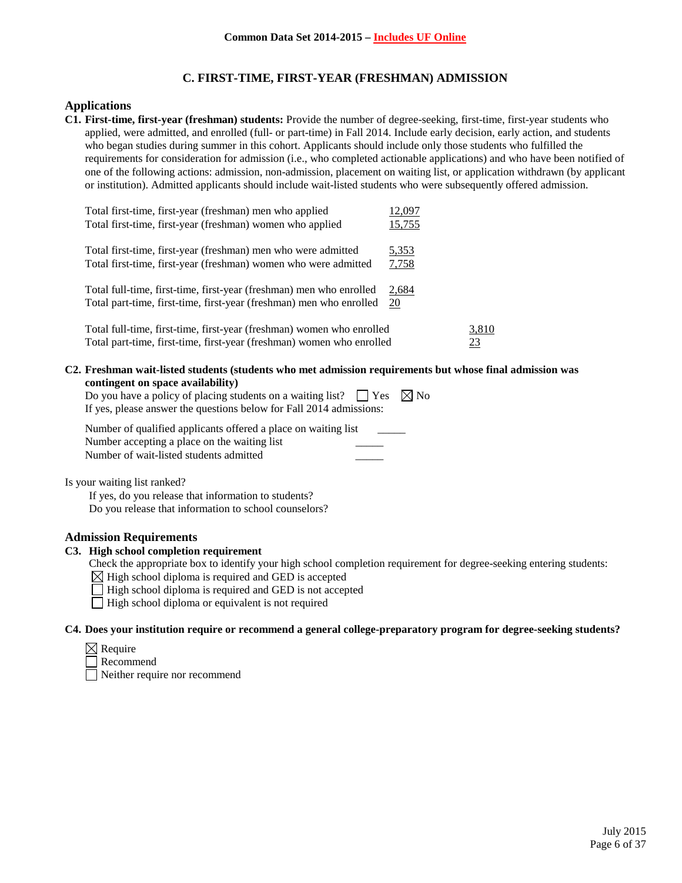## C. FIRST-TIME, FIRST-YEAR (FRESHMAN) ADMISSION

### Applications

**C1. First-time, first-year (freshman) students:** Provide the number of degree-seeking, first-time, first-year students who applied, were admitted, and enrolled (full- or part-time) in Fall 2014. Include early decision, early action, and students who began studies during summer in this cohort. Applicants should include only those students who fulfilled the requirements for consideration for admission (i.e., who completed actionable applications) and who have been notified of one of the following actions: admission, non-admission, placement on waiting list, or application withdrawn (by applicant or institution). Admitted applicants should include wait-listed students who were subsequently offered admission.

| | |
|---|---|
| Total first-time, first-year (freshman) men who applied | 12,097 |
| Total first-time, first-year (freshman) women who applied | 15,755 |
| Total first-time, first-year (freshman) men who were admitted | 5,353 |
| Total first-time, first-year (freshman) women who were admitted | 7,758 |
| Total full-time, first-time, first-year (freshman) men who enrolled | 2,684 |
| Total part-time, first-time, first-year (freshman) men who enrolled | 20 |
| Total full-time, first-time, first-year (freshman) women who enrolled | 3,810 |
| Total part-time, first-time, first-year (freshman) women who enrolled | 23 |

**C2. Freshman wait-listed students (students who met admission requirements but whose final admission was contingent on space availability)**

Do you have a policy of placing students on a waiting list? ☐ Yes ☒ No

If yes, please answer the questions below for Fall 2014 admissions:

Number of qualified applicants offered a place on waiting list _____
Number accepting a place on the waiting list _____
Number of wait-listed students admitted _____

Is your waiting list ranked?
If yes, do you release that information to students?
Do you release that information to school counselors?

### Admission Requirements

**C3. High school completion requirement**

Check the appropriate box to identify your high school completion requirement for degree-seeking entering students:

☒ High school diploma is required and GED is accepted
☐ High school diploma is required and GED is not accepted
☐ High school diploma or equivalent is not required

**C4. Does your institution require or recommend a general college-preparatory program for degree-seeking students?**

☒ Require
☐ Recommend
☐ Neither require nor recommend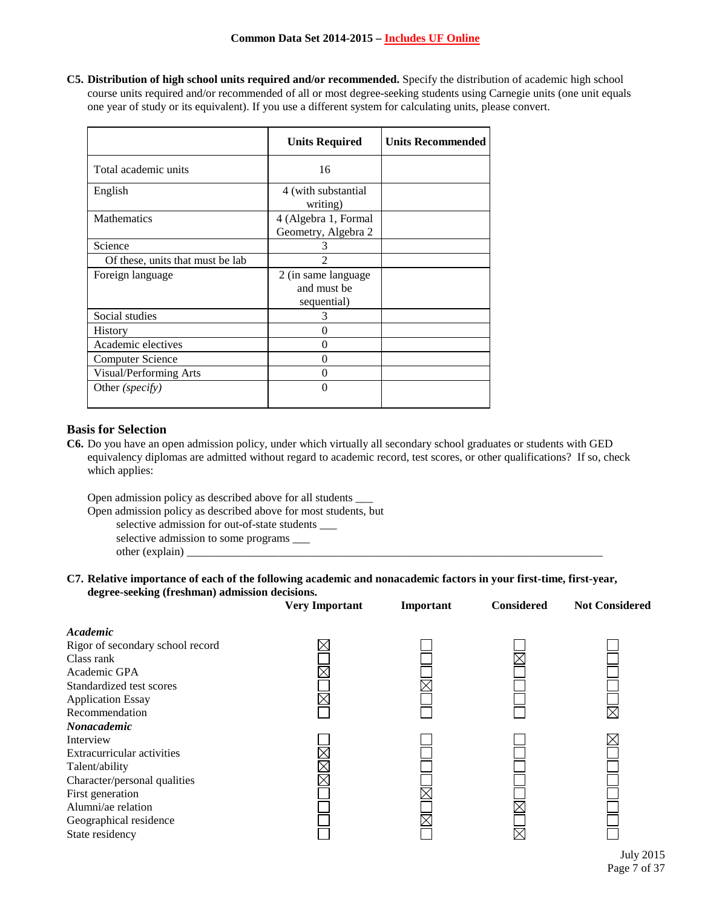**C5. Distribution of high school units required and/or recommended.** Specify the distribution of academic high school course units required and/or recommended of all or most degree-seeking students using Carnegie units (one unit equals one year of study or its equivalent). If you use a different system for calculating units, please convert.

| | Units Required | Units Recommended |
|---|---|---|
| Total academic units | 16 | |
| English | 4 (with substantial writing) | |
| Mathematics | 4 (Algebra 1, Formal Geometry, Algebra 2 | |
| Science | 3 | |
| Of these, units that must be lab | 2 | |
| Foreign language | 2 (in same language and must be sequential) | |
| Social studies | 3 | |
| History | 0 | |
| Academic electives | 0 | |
| Computer Science | 0 | |
| Visual/Performing Arts | 0 | |
| Other *(specify)* | 0 | |

## Basis for Selection

**C6.** Do you have an open admission policy, under which virtually all secondary school graduates or students with GED equivalency diplomas are admitted without regard to academic record, test scores, or other qualifications? If so, check which applies:

Open admission policy as described above for all students ___
Open admission policy as described above for most students, but
    selective admission for out-of-state students ___
    selective admission to some programs ___
    other (explain) ___

**C7. Relative importance of each of the following academic and nonacademic factors in your first-time, first-year, degree-seeking (freshman) admission decisions.**

| | Very Important | Important | Considered | Not Considered |
|---|---|---|---|---|
| ***Academic*** | | | | |
| Rigor of secondary school record | ☒ | ☐ | ☐ | ☐ |
| Class rank | ☐ | ☐ | ☒ | ☐ |
| Academic GPA | ☒ | ☐ | ☐ | ☐ |
| Standardized test scores | ☐ | ☒ | ☐ | ☐ |
| Application Essay | ☒ | ☐ | ☐ | ☐ |
| Recommendation | ☐ | ☐ | ☐ | ☒ |
| ***Nonacademic*** | | | | |
| Interview | ☐ | ☐ | ☐ | ☒ |
| Extracurricular activities | ☒ | ☐ | ☐ | ☐ |
| Talent/ability | ☒ | ☐ | ☐ | ☐ |
| Character/personal qualities | ☒ | ☐ | ☐ | ☐ |
| First generation | ☐ | ☒ | ☐ | ☐ |
| Alumni/ae relation | ☐ | ☐ | ☒ | ☐ |
| Geographical residence | ☐ | ☒ | ☐ | ☐ |
| State residency | ☐ | ☐ | ☒ | ☐ |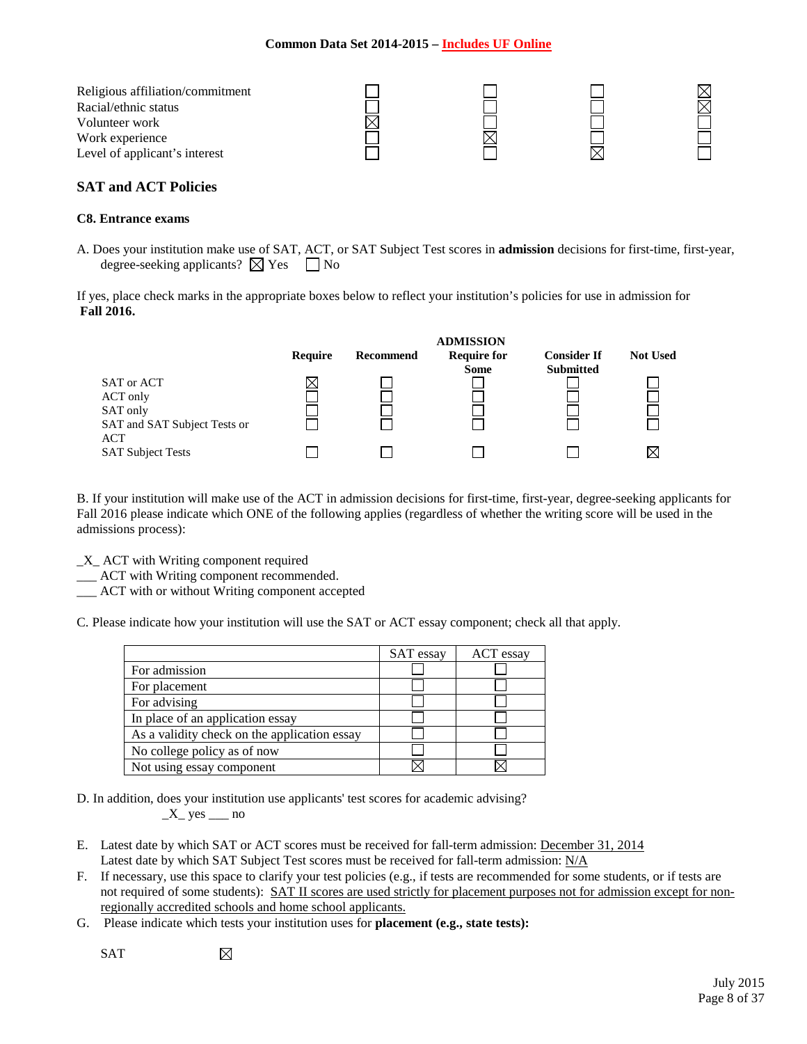| | | | | |
|---|---|---|---|---|
| Religious affiliation/commitment | ☐ | ☐ | ☐ | ☒ |
| Racial/ethnic status | ☐ | ☐ | ☐ | ☒ |
| Volunteer work | ☒ | ☐ | ☐ | ☐ |
| Work experience | ☐ | ☒ | ☐ | ☐ |
| Level of applicant's interest | ☐ | ☐ | ☒ | ☐ |

## SAT and ACT Policies

### C8. Entrance exams

A. Does your institution make use of SAT, ACT, or SAT Subject Test scores in **admission** decisions for first-time, first-year, degree-seeking applicants? ☒ Yes ☐ No

If yes, place check marks in the appropriate boxes below to reflect your institution's policies for use in admission for **Fall 2016.**

| | ADMISSION | | | | |
|---|---|---|---|---|---|
| | Require | Recommend | Require for Some | Consider If Submitted | Not Used |
| SAT or ACT | ☒ | ☐ | ☐ | ☐ | ☐ |
| ACT only | ☐ | ☐ | ☐ | ☐ | ☐ |
| SAT only | ☐ | ☐ | ☐ | ☐ | ☐ |
| SAT and SAT Subject Tests or ACT | ☐ | ☐ | ☐ | ☐ | ☐ |
| SAT Subject Tests | ☐ | ☐ | ☐ | ☐ | ☒ |

B. If your institution will make use of the ACT in admission decisions for first-time, first-year, degree-seeking applicants for Fall 2016 please indicate which ONE of the following applies (regardless of whether the writing score will be used in the admissions process):

_X_ ACT with Writing component required
___ ACT with Writing component recommended.
___ ACT with or without Writing component accepted

C. Please indicate how your institution will use the SAT or ACT essay component; check all that apply.

| | SAT essay | ACT essay |
|---|---|---|
| For admission | ☐ | ☐ |
| For placement | ☐ | ☐ |
| For advising | ☐ | ☐ |
| In place of an application essay | ☐ | ☐ |
| As a validity check on the application essay | ☐ | ☐ |
| No college policy as of now | ☐ | ☐ |
| Not using essay component | ☒ | ☒ |

D. In addition, does your institution use applicants' test scores for academic advising?
_X_ yes ___ no

E. Latest date by which SAT or ACT scores must be received for fall-term admission: December 31, 2014
Latest date by which SAT Subject Test scores must be received for fall-term admission: N/A

F. If necessary, use this space to clarify your test policies (e.g., if tests are recommended for some students, or if tests are not required of some students): SAT II scores are used strictly for placement purposes not for admission except for non-regionally accredited schools and home school applicants.

G. Please indicate which tests your institution uses for **placement (e.g., state tests):**

SAT ☒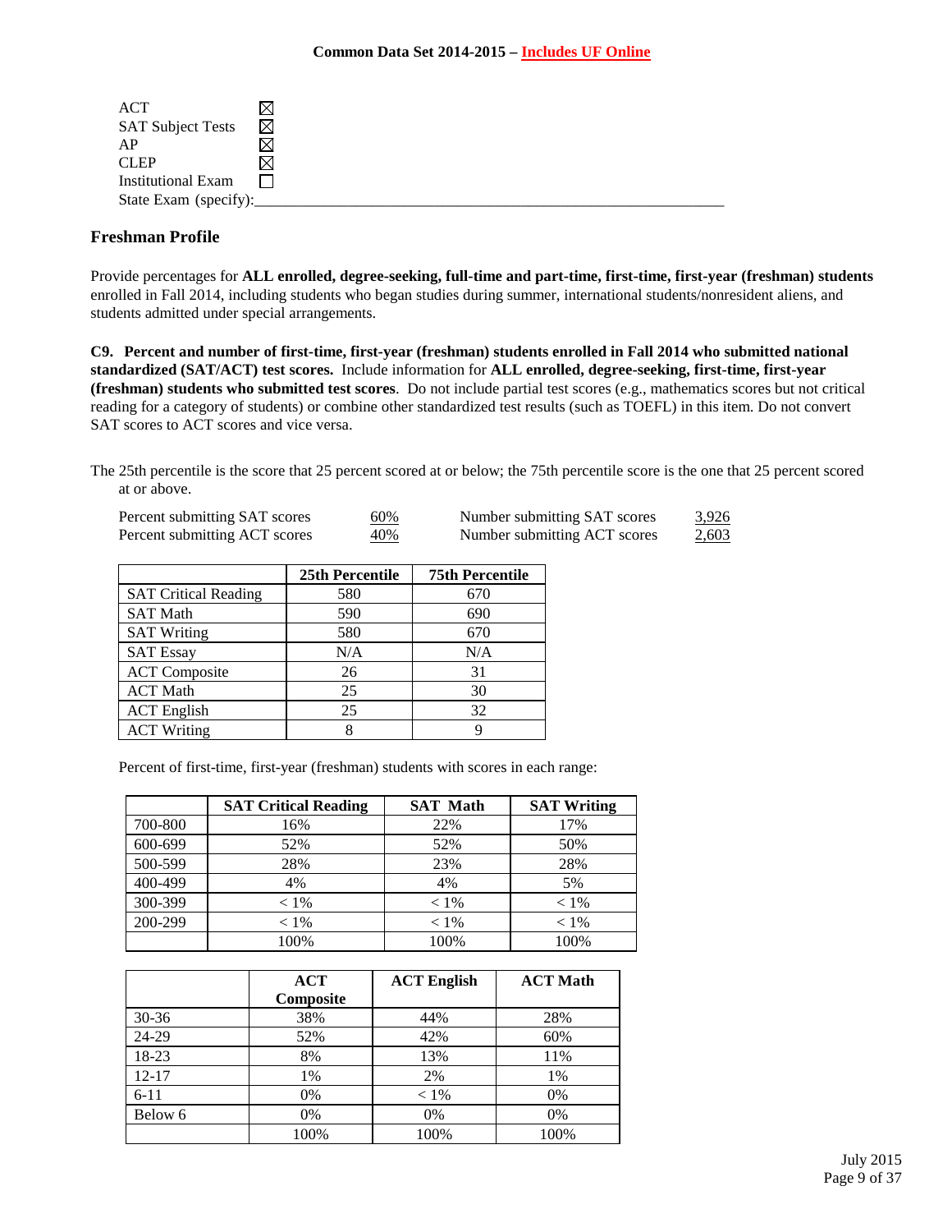| | |
|---|---|
| ACT | ☒ |
| SAT Subject Tests | ☒ |
| AP | ☒ |
| CLEP | ☒ |
| Institutional Exam | ☐ |

State Exam (specify):\_\_\_\_\_\_\_\_\_\_\_\_\_\_\_\_\_\_\_\_\_\_\_\_\_\_\_\_\_\_\_\_\_\_\_\_\_\_\_\_\_\_\_\_\_\_\_\_\_\_\_\_\_\_\_\_

## Freshman Profile

Provide percentages for **ALL enrolled, degree-seeking, full-time and part-time, first-time, first-year (freshman) students** enrolled in Fall 2014, including students who began studies during summer, international students/nonresident aliens, and students admitted under special arrangements.

**C9. Percent and number of first-time, first-year (freshman) students enrolled in Fall 2014 who submitted national standardized (SAT/ACT) test scores.** Include information for **ALL enrolled, degree-seeking, first-time, first-year (freshman) students who submitted test scores**. Do not include partial test scores (e.g., mathematics scores but not critical reading for a category of students) or combine other standardized test results (such as TOEFL) in this item. Do not convert SAT scores to ACT scores and vice versa.

The 25th percentile is the score that 25 percent scored at or below; the 75th percentile score is the one that 25 percent scored at or above.

| | | | |
|---|---|---|---|
| Percent submitting SAT scores | 60% | Number submitting SAT scores | 3,926 |
| Percent submitting ACT scores | 40% | Number submitting ACT scores | 2,603 |

| | 25th Percentile | 75th Percentile |
|---|---|---|
| SAT Critical Reading | 580 | 670 |
| SAT Math | 590 | 690 |
| SAT Writing | 580 | 670 |
| SAT Essay | N/A | N/A |
| ACT Composite | 26 | 31 |
| ACT Math | 25 | 30 |
| ACT English | 25 | 32 |
| ACT Writing | 8 | 9 |

Percent of first-time, first-year (freshman) students with scores in each range:

| | SAT Critical Reading | SAT Math | SAT Writing |
|---|---|---|---|
| 700-800 | 16% | 22% | 17% |
| 600-699 | 52% | 52% | 50% |
| 500-599 | 28% | 23% | 28% |
| 400-499 | 4% | 4% | 5% |
| 300-399 | < 1% | < 1% | < 1% |
| 200-299 | < 1% | < 1% | < 1% |
| | 100% | 100% | 100% |

| | ACT Composite | ACT English | ACT Math |
|---|---|---|---|
| 30-36 | 38% | 44% | 28% |
| 24-29 | 52% | 42% | 60% |
| 18-23 | 8% | 13% | 11% |
| 12-17 | 1% | 2% | 1% |
| 6-11 | 0% | < 1% | 0% |
| Below 6 | 0% | 0% | 0% |
| | 100% | 100% | 100% |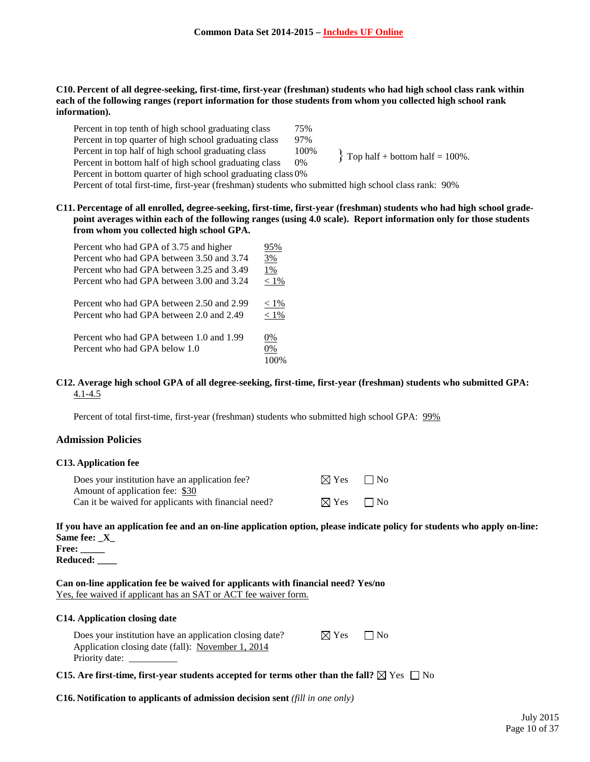**C10. Percent of all degree-seeking, first-time, first-year (freshman) students who had high school class rank within each of the following ranges (report information for those students from whom you collected high school rank information).**

| | | |
|---|---|---|
| Percent in top tenth of high school graduating class | 75% | |
| Percent in top quarter of high school graduating class | 97% | |
| Percent in top half of high school graduating class | 100% | } Top half + bottom half = 100%. |
| Percent in bottom half of high school graduating class | 0% | |
| Percent in bottom quarter of high school graduating class | 0% | |

Percent of total first-time, first-year (freshman) students who submitted high school class rank: 90%

**C11. Percentage of all enrolled, degree-seeking, first-time, first-year (freshman) students who had high school grade-point averages within each of the following ranges (using 4.0 scale). Report information only for those students from whom you collected high school GPA.**

| | |
|---|---|
| Percent who had GPA of 3.75 and higher | 95% |
| Percent who had GPA between 3.50 and 3.74 | 3% |
| Percent who had GPA between 3.25 and 3.49 | 1% |
| Percent who had GPA between 3.00 and 3.24 | < 1% |
| Percent who had GPA between 2.50 and 2.99 | < 1% |
| Percent who had GPA between 2.0 and 2.49 | < 1% |
| Percent who had GPA between 1.0 and 1.99 | 0% |
| Percent who had GPA below 1.0 | 0% |
| | 100% |

**C12. Average high school GPA of all degree-seeking, first-time, first-year (freshman) students who submitted GPA:** 4.1-4.5

Percent of total first-time, first-year (freshman) students who submitted high school GPA: 99%

## Admission Policies

**C13. Application fee**

| | | |
|---|---|---|
| Does your institution have an application fee? | ☒ Yes | ☐ No |
| Amount of application fee: $30 | | |
| Can it be waived for applicants with financial need? | ☒ Yes | ☐ No |

**If you have an application fee and an on-line application option, please indicate policy for students who apply on-line:**
**Same fee:** _X_
**Free:** _____
**Reduced:** ____

**Can on-line application fee be waived for applicants with financial need? Yes/no**
Yes, fee waived if applicant has an SAT or ACT fee waiver form.

**C14. Application closing date**

| | | |
|---|---|---|
| Does your institution have an application closing date? | ☒ Yes | ☐ No |
| Application closing date (fall): November 1, 2014 | | |
| Priority date: __________ | | |

**C15. Are first-time, first-year students accepted for terms other than the fall?** ☒ Yes ☐ No

**C16. Notification to applicants of admission decision sent** *(fill in one only)*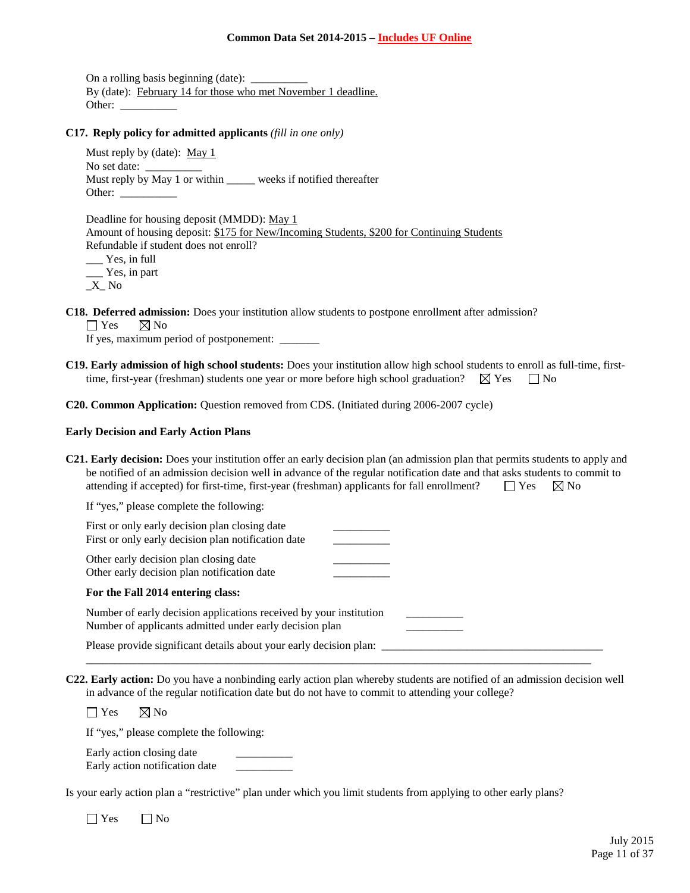On a rolling basis beginning (date): __________
By (date): February 14 for those who met November 1 deadline.
Other: __________

**C17. Reply policy for admitted applicants** *(fill in one only)*

Must reply by (date): May 1
No set date: __________
Must reply by May 1 or within _____ weeks if notified thereafter
Other: __________

Deadline for housing deposit (MMDD): May 1
Amount of housing deposit: $175 for New/Incoming Students, $200 for Continuing Students
Refundable if student does not enroll?
___ Yes, in full
___ Yes, in part
_X_ No

**C18. Deferred admission:** Does your institution allow students to postpone enrollment after admission?
☐ Yes ☒ No
If yes, maximum period of postponement: _______

**C19. Early admission of high school students:** Does your institution allow high school students to enroll as full-time, first-time, first-year (freshman) students one year or more before high school graduation? ☒ Yes ☐ No

**C20. Common Application:** Question removed from CDS. (Initiated during 2006-2007 cycle)

**Early Decision and Early Action Plans**

**C21. Early decision:** Does your institution offer an early decision plan (an admission plan that permits students to apply and be notified of an admission decision well in advance of the regular notification date and that asks students to commit to attending if accepted) for first-time, first-year (freshman) applicants for fall enrollment? ☐ Yes ☒ No

If "yes," please complete the following:

First or only early decision plan closing date __________
First or only early decision plan notification date __________

Other early decision plan closing date __________
Other early decision plan notification date __________

**For the Fall 2014 entering class:**

Number of early decision applications received by your institution __________
Number of applicants admitted under early decision plan __________

Please provide significant details about your early decision plan: ________________________________________
________________________________________________________________________________________

**C22. Early action:** Do you have a nonbinding early action plan whereby students are notified of an admission decision well in advance of the regular notification date but do not have to commit to attending your college?

☐ Yes ☒ No

If "yes," please complete the following:

Early action closing date __________
Early action notification date __________

Is your early action plan a "restrictive" plan under which you limit students from applying to other early plans?

☐ Yes ☐ No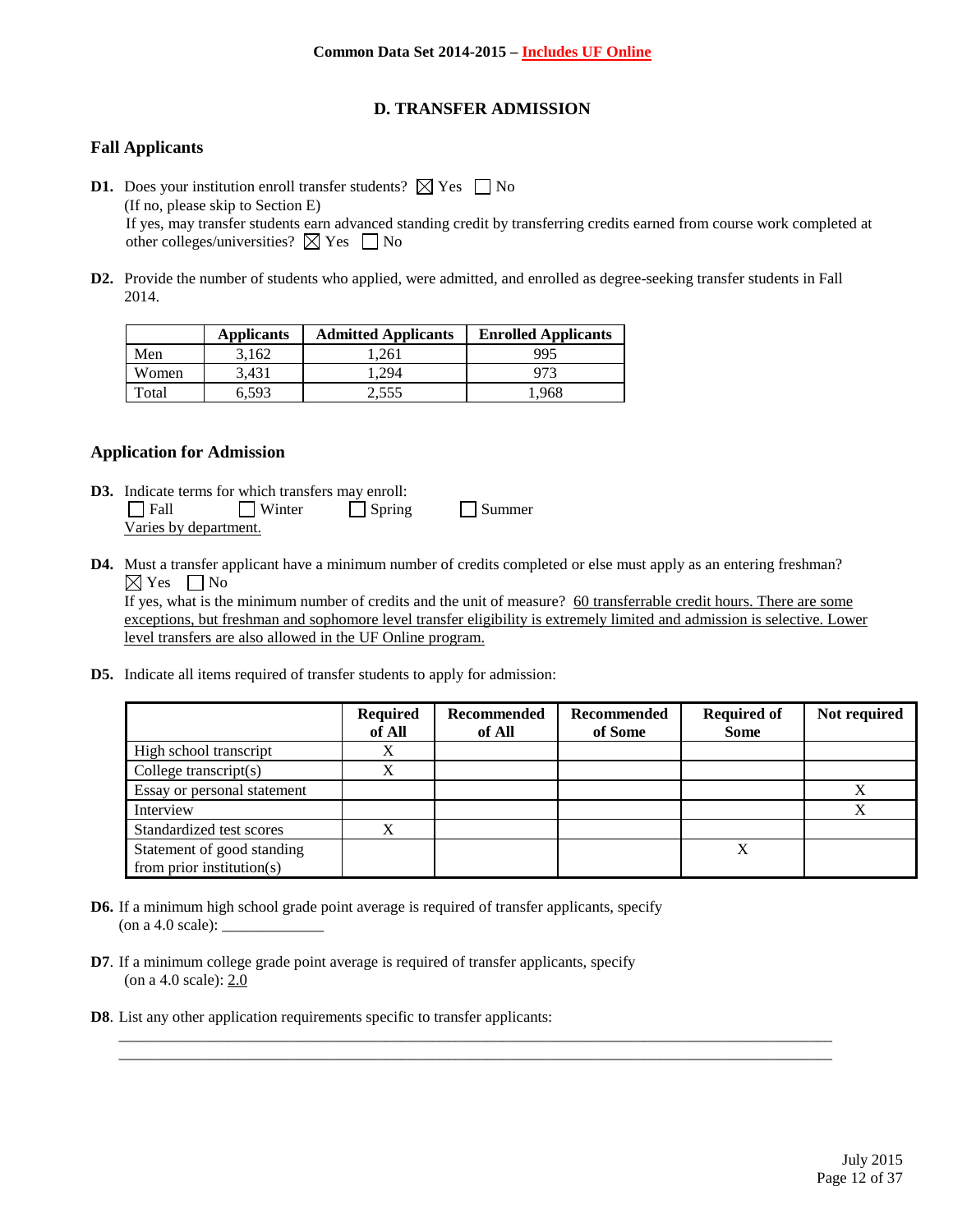# D. TRANSFER ADMISSION

## Fall Applicants

**D1.** Does your institution enroll transfer students? ☒ Yes ☐ No
(If no, please skip to Section E)
If yes, may transfer students earn advanced standing credit by transferring credits earned from course work completed at other colleges/universities? ☒ Yes ☐ No

**D2.** Provide the number of students who applied, were admitted, and enrolled as degree-seeking transfer students in Fall 2014.

| | Applicants | Admitted Applicants | Enrolled Applicants |
|---|---|---|---|
| Men | 3,162 | 1,261 | 995 |
| Women | 3,431 | 1,294 | 973 |
| Total | 6,593 | 2,555 | 1,968 |

## Application for Admission

**D3.** Indicate terms for which transfers may enroll:
☐ Fall ☐ Winter ☐ Spring ☐ Summer
Varies by department.

**D4.** Must a transfer applicant have a minimum number of credits completed or else must apply as an entering freshman?
☒ Yes ☐ No
If yes, what is the minimum number of credits and the unit of measure? 60 transferrable credit hours. There are some exceptions, but freshman and sophomore level transfer eligibility is extremely limited and admission is selective. Lower level transfers are also allowed in the UF Online program.

**D5.** Indicate all items required of transfer students to apply for admission:

| | Required of All | Recommended of All | Recommended of Some | Required of Some | Not required |
|---|---|---|---|---|---|
| High school transcript | X | | | | |
| College transcript(s) | X | | | | |
| Essay or personal statement | | | | | X |
| Interview | | | | | X |
| Standardized test scores | X | | | | |
| Statement of good standing from prior institution(s) | | | | X | |

**D6.** If a minimum high school grade point average is required of transfer applicants, specify (on a 4.0 scale): _____________

**D7**. If a minimum college grade point average is required of transfer applicants, specify (on a 4.0 scale): 2.0

**D8**. List any other application requirements specific to transfer applicants: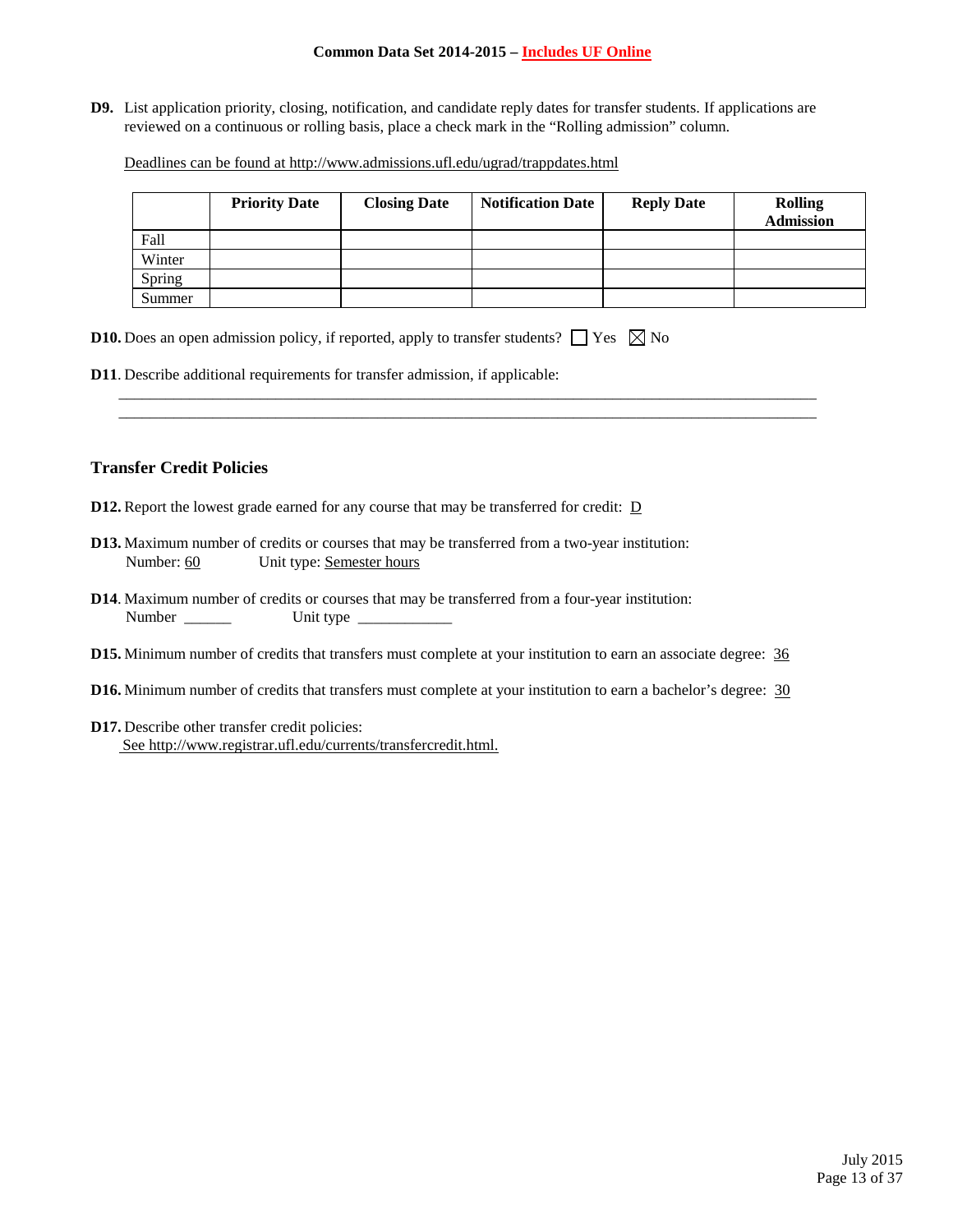**D9.** List application priority, closing, notification, and candidate reply dates for transfer students. If applications are reviewed on a continuous or rolling basis, place a check mark in the "Rolling admission" column.

Deadlines can be found at http://www.admissions.ufl.edu/ugrad/trappdates.html

| | Priority Date | Closing Date | Notification Date | Reply Date | Rolling Admission |
|---|---|---|---|---|---|
| Fall | | | | | |
| Winter | | | | | |
| Spring | | | | | |
| Summer | | | | | |

**D10.** Does an open admission policy, if reported, apply to transfer students? ☐ Yes ☒ No

**D11**. Describe additional requirements for transfer admission, if applicable:

______________________________________________________________________________

______________________________________________________________________________

### Transfer Credit Policies

**D12.** Report the lowest grade earned for any course that may be transferred for credit: D

**D13.** Maximum number of credits or courses that may be transferred from a two-year institution:
Number: 60 Unit type: Semester hours

**D14**. Maximum number of credits or courses that may be transferred from a four-year institution:
Number ______ Unit type ____________

**D15.** Minimum number of credits that transfers must complete at your institution to earn an associate degree: 36

**D16.** Minimum number of credits that transfers must complete at your institution to earn a bachelor's degree: 30

**D17.** Describe other transfer credit policies:
See http://www.registrar.ufl.edu/currents/transfercredit.html.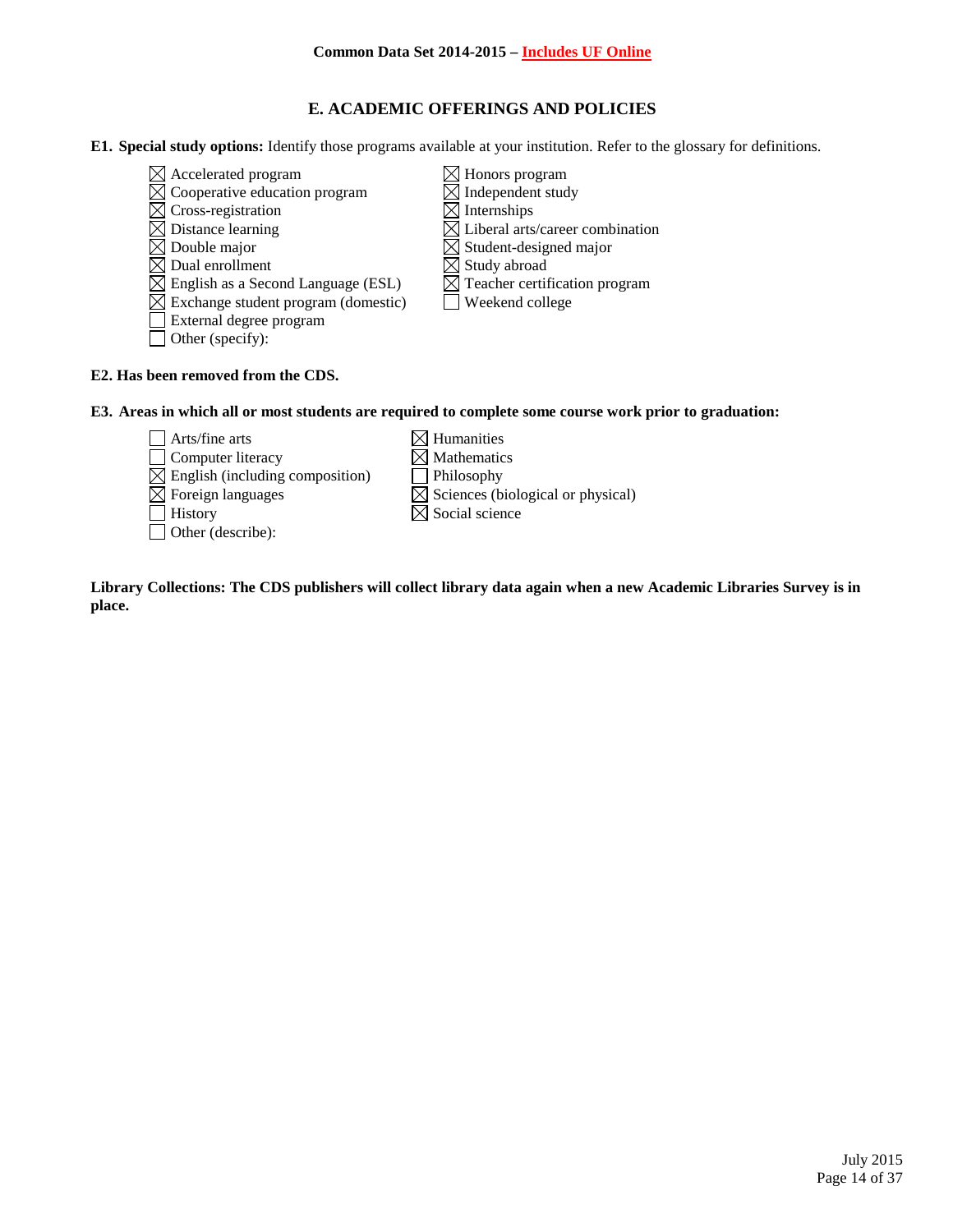## E. ACADEMIC OFFERINGS AND POLICIES

**E1. Special study options:** Identify those programs available at your institution. Refer to the glossary for definitions.

- ☒ Accelerated program
- ☒ Cooperative education program
- ☒ Cross-registration
- ☒ Distance learning
- ☒ Double major
- ☒ Dual enrollment
- ☒ English as a Second Language (ESL)
- ☒ Exchange student program (domestic)
- ☐ External degree program
- ☐ Other (specify):
- ☒ Honors program
- ☒ Independent study
- ☒ Internships
- ☒ Liberal arts/career combination
- ☒ Student-designed major
- ☒ Study abroad
- ☒ Teacher certification program
- ☐ Weekend college

**E2. Has been removed from the CDS.**

**E3. Areas in which all or most students are required to complete some course work prior to graduation:**

- ☐ Arts/fine arts
- ☐ Computer literacy
- ☒ English (including composition)
- ☒ Foreign languages
- ☐ History
- ☐ Other (describe):
- ☒ Humanities
- ☒ Mathematics
- ☐ Philosophy
- ☒ Sciences (biological or physical)
- ☒ Social science

**Library Collections: The CDS publishers will collect library data again when a new Academic Libraries Survey is in place.**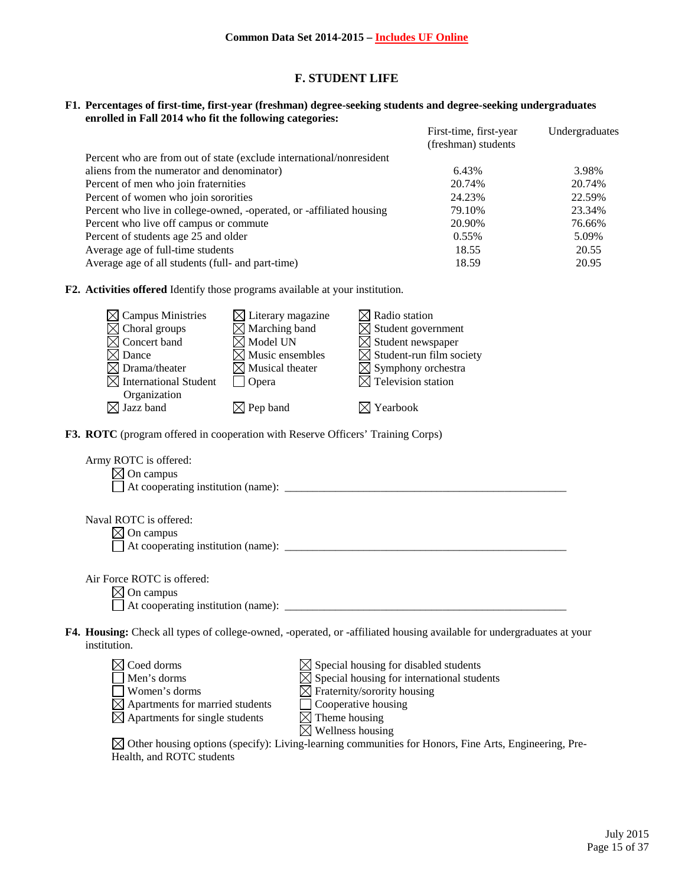**Common Data Set 2014-2015 – Includes UF Online**

## F. STUDENT LIFE

**F1. Percentages of first-time, first-year (freshman) degree-seeking students and degree-seeking undergraduates enrolled in Fall 2014 who fit the following categories:**

| | First-time, first-year (freshman) students | Undergraduates |
|---|---|---|
| Percent who are from out of state (exclude international/nonresident aliens from the numerator and denominator) | 6.43% | 3.98% |
| Percent of men who join fraternities | 20.74% | 20.74% |
| Percent of women who join sororities | 24.23% | 22.59% |
| Percent who live in college-owned, -operated, or -affiliated housing | 79.10% | 23.34% |
| Percent who live off campus or commute | 20.90% | 76.66% |
| Percent of students age 25 and older | 0.55% | 5.09% |
| Average age of full-time students | 18.55 | 20.55 |
| Average age of all students (full- and part-time) | 18.59 | 20.95 |

**F2. Activities offered** Identify those programs available at your institution.

- ☒ Campus Ministries
- ☒ Choral groups
- ☒ Concert band
- ☒ Dance
- ☒ Drama/theater
- ☒ International Student Organization
- ☒ Jazz band
- ☒ Literary magazine
- ☒ Marching band
- ☒ Model UN
- ☒ Music ensembles
- ☒ Musical theater
- ☐ Opera
- ☒ Pep band
- ☒ Radio station
- ☒ Student government
- ☒ Student newspaper
- ☒ Student-run film society
- ☒ Symphony orchestra
- ☒ Television station
- ☒ Yearbook

**F3. ROTC** (program offered in cooperation with Reserve Officers' Training Corps)

Army ROTC is offered:
- ☒ On campus
- ☐ At cooperating institution (name): ______________________

Naval ROTC is offered:
- ☒ On campus
- ☐ At cooperating institution (name): ______________________

Air Force ROTC is offered:
- ☒ On campus
- ☐ At cooperating institution (name): ______________________

**F4. Housing:** Check all types of college-owned, -operated, or -affiliated housing available for undergraduates at your institution.

- ☒ Coed dorms
- ☐ Men's dorms
- ☐ Women's dorms
- ☒ Apartments for married students
- ☒ Apartments for single students
- ☒ Special housing for disabled students
- ☒ Special housing for international students
- ☒ Fraternity/sorority housing
- ☐ Cooperative housing
- ☒ Theme housing
- ☒ Wellness housing

☒ Other housing options (specify): Living-learning communities for Honors, Fine Arts, Engineering, Pre-Health, and ROTC students

July 2015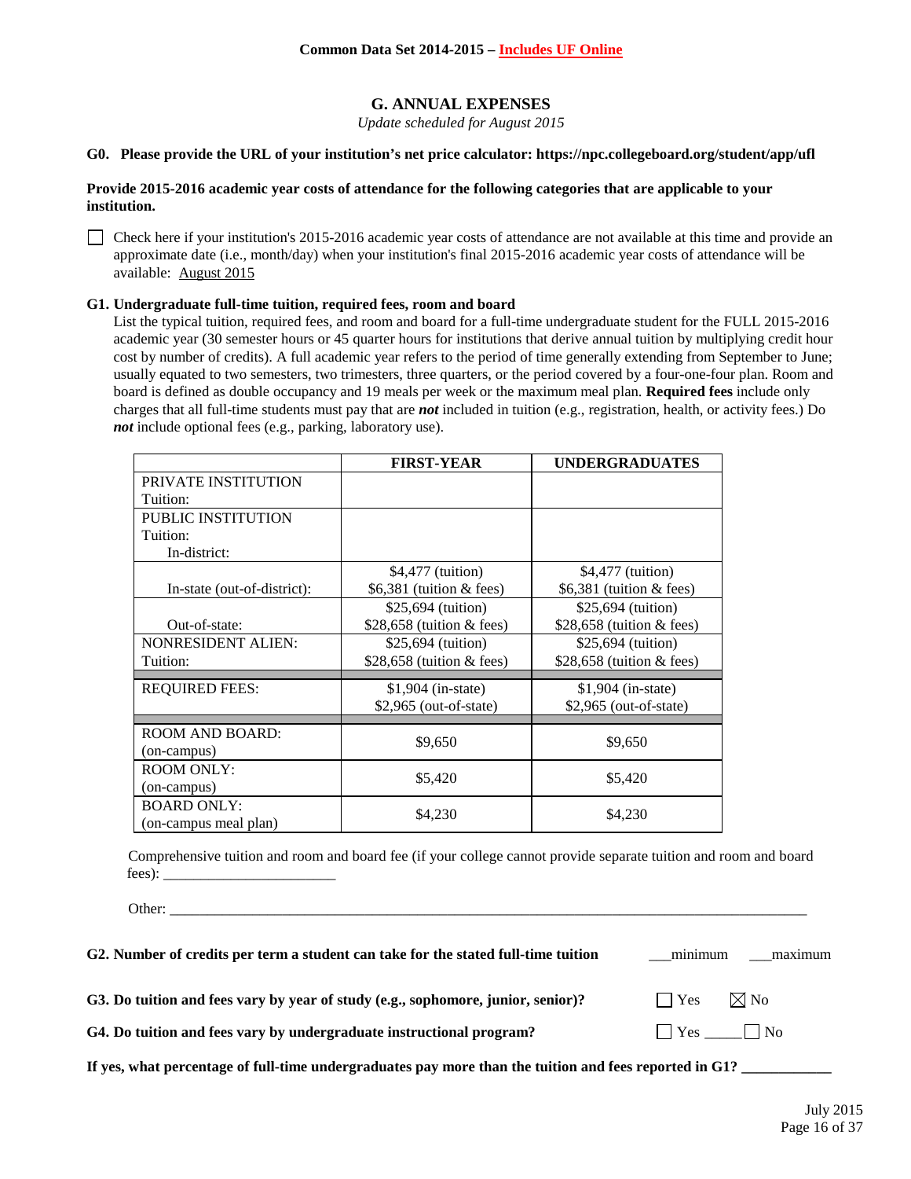## G. ANNUAL EXPENSES

*Update scheduled for August 2015*

**G0. Please provide the URL of your institution's net price calculator: https://npc.collegeboard.org/student/app/ufl**

**Provide 2015-2016 academic year costs of attendance for the following categories that are applicable to your institution.**

☐ Check here if your institution's 2015-2016 academic year costs of attendance are not available at this time and provide an approximate date (i.e., month/day) when your institution's final 2015-2016 academic year costs of attendance will be available: August 2015

**G1. Undergraduate full-time tuition, required fees, room and board**

List the typical tuition, required fees, and room and board for a full-time undergraduate student for the FULL 2015-2016 academic year (30 semester hours or 45 quarter hours for institutions that derive annual tuition by multiplying credit hour cost by number of credits). A full academic year refers to the period of time generally extending from September to June; usually equated to two semesters, two trimesters, three quarters, or the period covered by a four-one-four plan. Room and board is defined as double occupancy and 19 meals per week or the maximum meal plan. **Required fees** include only charges that all full-time students must pay that are ***not*** included in tuition (e.g., registration, health, or activity fees.) Do ***not*** include optional fees (e.g., parking, laboratory use).

| | FIRST-YEAR | UNDERGRADUATES |
|---|---|---|
| PRIVATE INSTITUTION Tuition: | | |
| PUBLIC INSTITUTION Tuition: In-district: | | |
| In-state (out-of-district): | $4,477 (tuition) $6,381 (tuition & fees) | $4,477 (tuition) $6,381 (tuition & fees) |
| Out-of-state: | $25,694 (tuition) $28,658 (tuition & fees) | $25,694 (tuition) $28,658 (tuition & fees) |
| NONRESIDENT ALIEN: Tuition: | $25,694 (tuition) $28,658 (tuition & fees) | $25,694 (tuition) $28,658 (tuition & fees) |
| REQUIRED FEES: | $1,904 (in-state) $2,965 (out-of-state) | $1,904 (in-state) $2,965 (out-of-state) |
| ROOM AND BOARD: (on-campus) | $9,650 | $9,650 |
| ROOM ONLY: (on-campus) | $5,420 | $5,420 |
| BOARD ONLY: (on-campus meal plan) | $4,230 | $4,230 |

Comprehensive tuition and room and board fee (if your college cannot provide separate tuition and room and board fees): _______________________

Other: ___________________________________________________________________________________________

**G2. Number of credits per term a student can take for the stated full-time tuition** ___minimum ___maximum

**G3. Do tuition and fees vary by year of study (e.g., sophomore, junior, senior)?** ☐ Yes ☒ No

**G4. Do tuition and fees vary by undergraduate instructional program?** ☐ Yes _____ ☐ No

**If yes, what percentage of full-time undergraduates pay more than the tuition and fees reported in G1?** ___________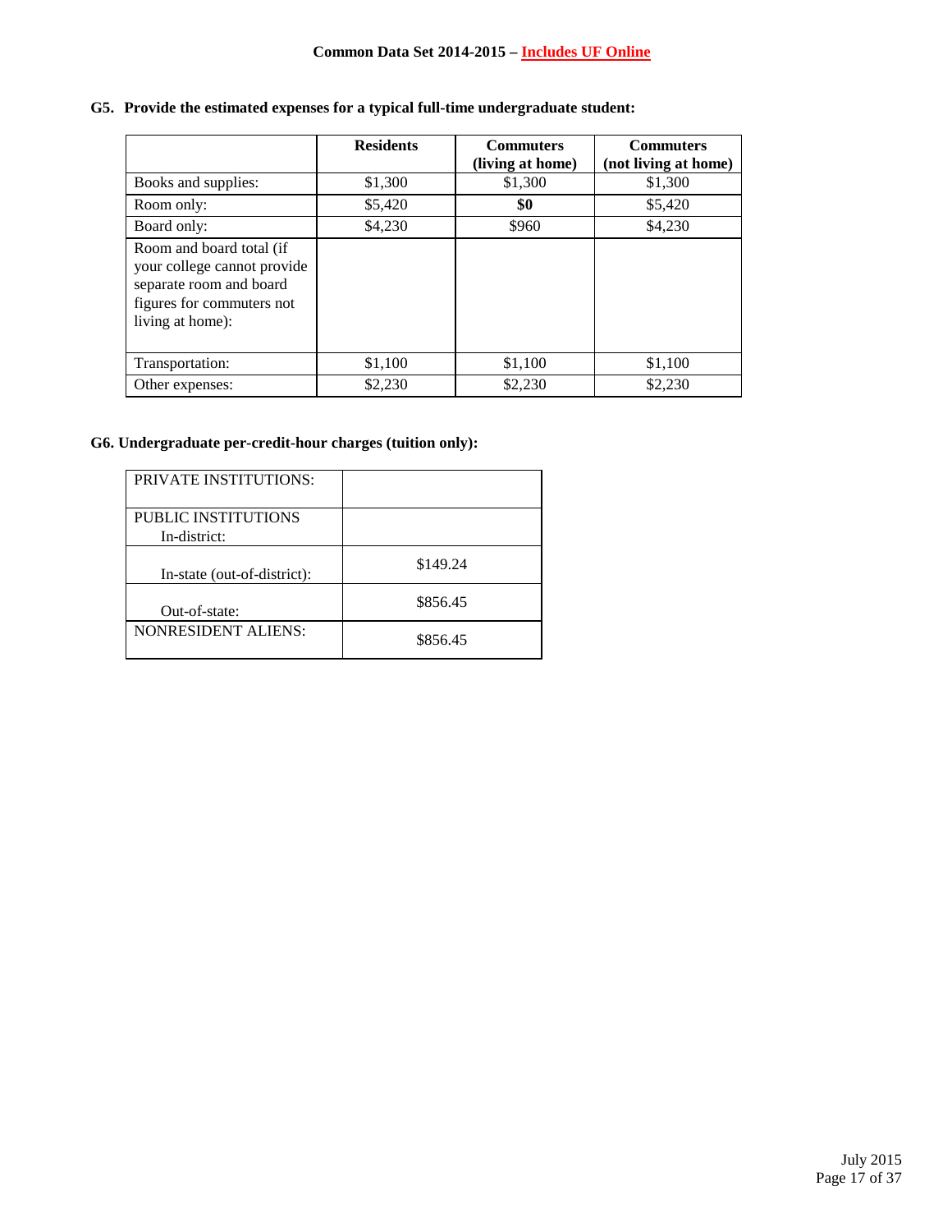**Common Data Set 2014-2015 – Includes UF Online**

**G5. Provide the estimated expenses for a typical full-time undergraduate student:**

| | Residents | Commuters (living at home) | Commuters (not living at home) |
|---|---|---|---|
| Books and supplies: | $1,300 | $1,300 | $1,300 |
| Room only: | $5,420 | **$0** | $5,420 |
| Board only: | $4,230 | $960 | $4,230 |
| Room and board total (if your college cannot provide separate room and board figures for commuters not living at home): | | | |
| Transportation: | $1,100 | $1,100 | $1,100 |
| Other expenses: | $2,230 | $2,230 | $2,230 |

**G6. Undergraduate per-credit-hour charges (tuition only):**

| | |
|---|---|
| PRIVATE INSTITUTIONS: | |
| PUBLIC INSTITUTIONS In-district: | |
| In-state (out-of-district): | $149.24 |
| Out-of-state: | $856.45 |
| NONRESIDENT ALIENS: | $856.45 |

July 2015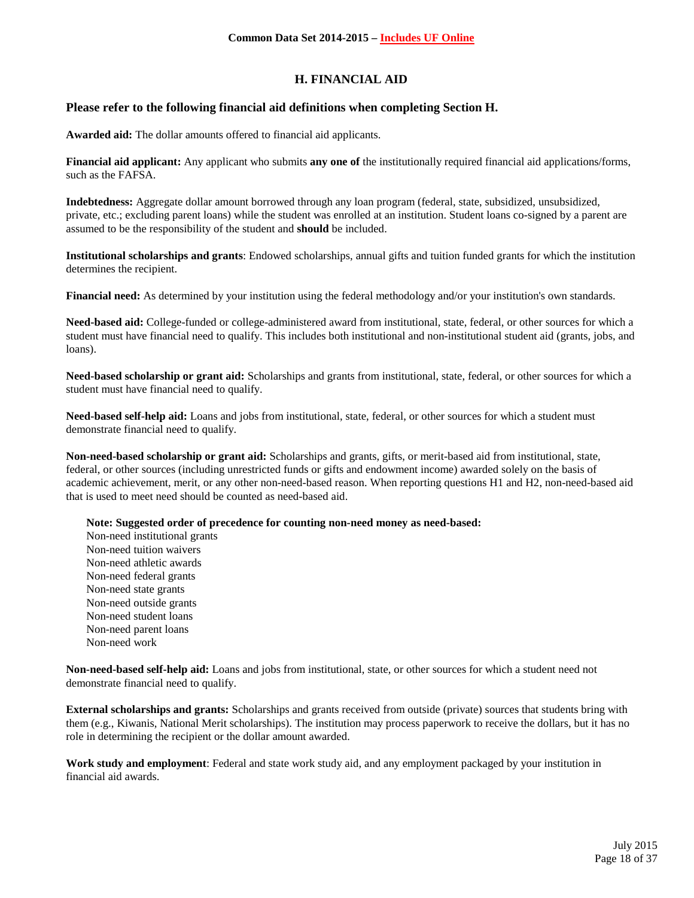# H. FINANCIAL AID

## Please refer to the following financial aid definitions when completing Section H.

**Awarded aid:** The dollar amounts offered to financial aid applicants.

**Financial aid applicant:** Any applicant who submits **any one of** the institutionally required financial aid applications/forms, such as the FAFSA.

**Indebtedness:** Aggregate dollar amount borrowed through any loan program (federal, state, subsidized, unsubsidized, private, etc.; excluding parent loans) while the student was enrolled at an institution. Student loans co-signed by a parent are assumed to be the responsibility of the student and **should** be included.

**Institutional scholarships and grants**: Endowed scholarships, annual gifts and tuition funded grants for which the institution determines the recipient.

**Financial need:** As determined by your institution using the federal methodology and/or your institution's own standards.

**Need-based aid:** College-funded or college-administered award from institutional, state, federal, or other sources for which a student must have financial need to qualify. This includes both institutional and non-institutional student aid (grants, jobs, and loans).

**Need-based scholarship or grant aid:** Scholarships and grants from institutional, state, federal, or other sources for which a student must have financial need to qualify.

**Need-based self-help aid:** Loans and jobs from institutional, state, federal, or other sources for which a student must demonstrate financial need to qualify.

**Non-need-based scholarship or grant aid:** Scholarships and grants, gifts, or merit-based aid from institutional, state, federal, or other sources (including unrestricted funds or gifts and endowment income) awarded solely on the basis of academic achievement, merit, or any other non-need-based reason. When reporting questions H1 and H2, non-need-based aid that is used to meet need should be counted as need-based aid.

**Note: Suggested order of precedence for counting non-need money as need-based:**
Non-need institutional grants
Non-need tuition waivers
Non-need athletic awards
Non-need federal grants
Non-need state grants
Non-need outside grants
Non-need student loans
Non-need parent loans
Non-need work

**Non-need-based self-help aid:** Loans and jobs from institutional, state, or other sources for which a student need not demonstrate financial need to qualify.

**External scholarships and grants:** Scholarships and grants received from outside (private) sources that students bring with them (e.g., Kiwanis, National Merit scholarships). The institution may process paperwork to receive the dollars, but it has no role in determining the recipient or the dollar amount awarded.

**Work study and employment**: Federal and state work study aid, and any employment packaged by your institution in financial aid awards.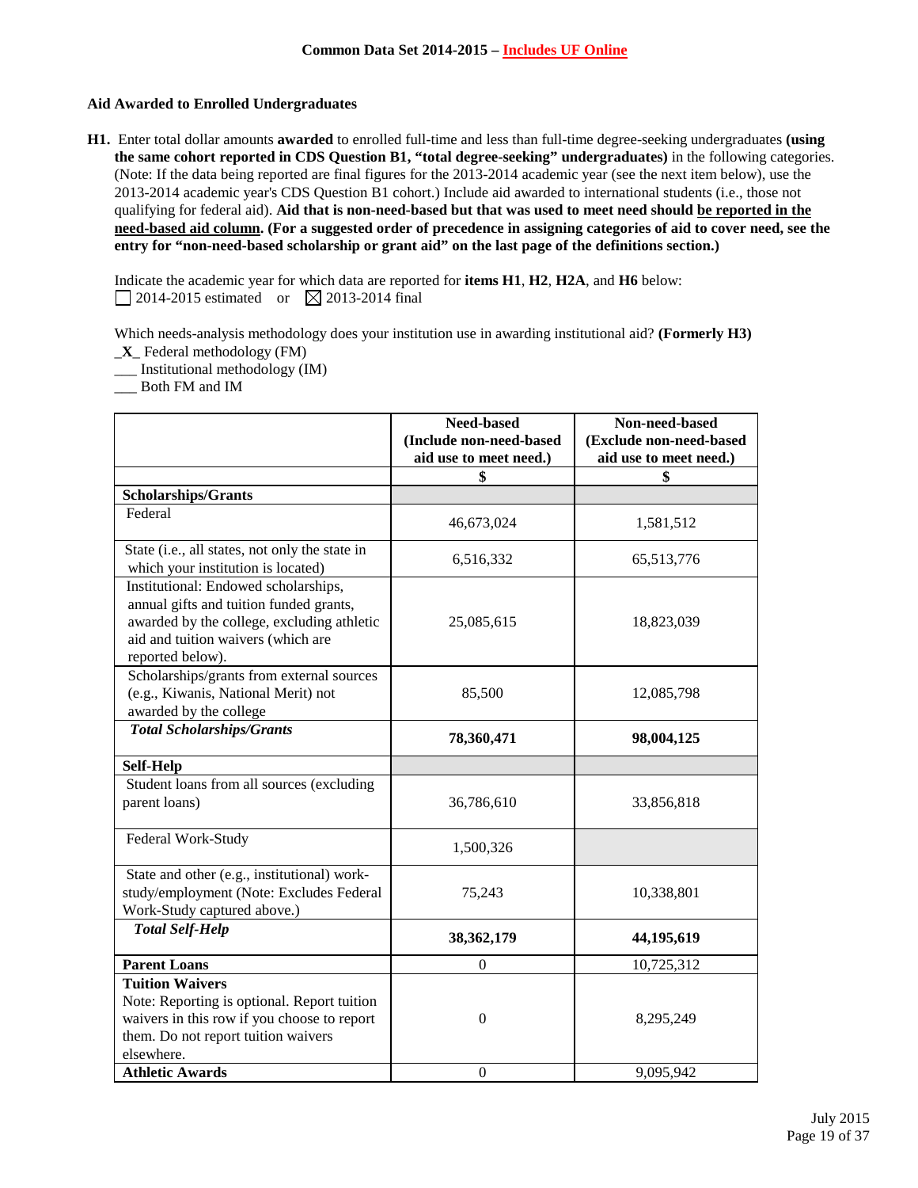**Common Data Set 2014-2015 – Includes UF Online**

### Aid Awarded to Enrolled Undergraduates

**H1.** Enter total dollar amounts **awarded** to enrolled full-time and less than full-time degree-seeking undergraduates **(using the same cohort reported in CDS Question B1, "total degree-seeking" undergraduates)** in the following categories. (Note: If the data being reported are final figures for the 2013-2014 academic year (see the next item below), use the 2013-2014 academic year's CDS Question B1 cohort.) Include aid awarded to international students (i.e., those not qualifying for federal aid). **Aid that is non-need-based but that was used to meet need should be reported in the need-based aid column. (For a suggested order of precedence in assigning categories of aid to cover need, see the entry for "non-need-based scholarship or grant aid" on the last page of the definitions section.)**

Indicate the academic year for which data are reported for **items H1**, **H2**, **H2A**, and **H6** below:
☐ 2014-2015 estimated or ☒ 2013-2014 final

Which needs-analysis methodology does your institution use in awarding institutional aid? **(Formerly H3)**
_X_ Federal methodology (FM)
___ Institutional methodology (IM)
___ Both FM and IM

| | Need-based (Include non-need-based aid use to meet need.) | Non-need-based (Exclude non-need-based aid use to meet need.) |
|---|---|---|
| | $ | $ |
| **Scholarships/Grants** | | |
| Federal | 46,673,024 | 1,581,512 |
| State (i.e., all states, not only the state in which your institution is located) | 6,516,332 | 65,513,776 |
| Institutional: Endowed scholarships, annual gifts and tuition funded grants, awarded by the college, excluding athletic aid and tuition waivers (which are reported below). | 25,085,615 | 18,823,039 |
| Scholarships/grants from external sources (e.g., Kiwanis, National Merit) not awarded by the college | 85,500 | 12,085,798 |
| ***Total Scholarships/Grants*** | **78,360,471** | **98,004,125** |
| **Self-Help** | | |
| Student loans from all sources (excluding parent loans) | 36,786,610 | 33,856,818 |
| Federal Work-Study | 1,500,326 | |
| State and other (e.g., institutional) work-study/employment (Note: Excludes Federal Work-Study captured above.) | 75,243 | 10,338,801 |
| ***Total Self-Help*** | **38,362,179** | **44,195,619** |
| **Parent Loans** | 0 | 10,725,312 |
| **Tuition Waivers** Note: Reporting is optional. Report tuition waivers in this row if you choose to report them. Do not report tuition waivers elsewhere. | 0 | 8,295,249 |
| **Athletic Awards** | 0 | 9,095,942 |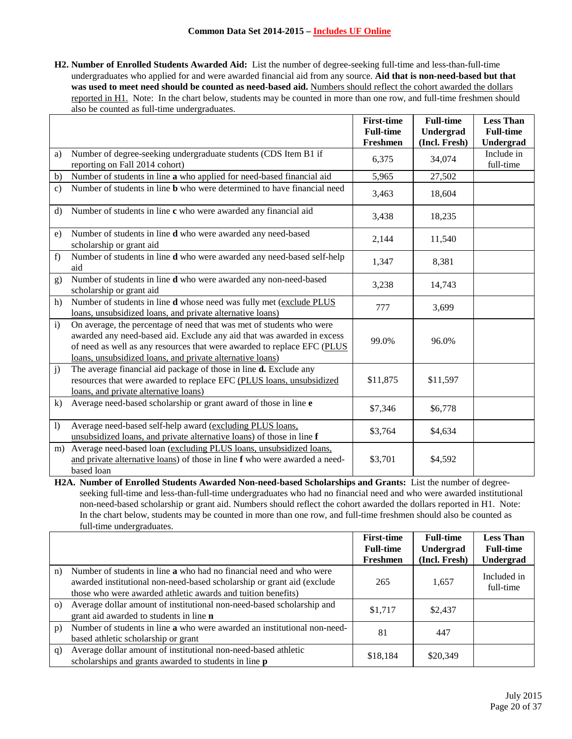**H2. Number of Enrolled Students Awarded Aid:** List the number of degree-seeking full-time and less-than-full-time undergraduates who applied for and were awarded financial aid from any source. **Aid that is non-need-based but that was used to meet need should be counted as need-based aid.** Numbers should reflect the cohort awarded the dollars reported in H1. Note: In the chart below, students may be counted in more than one row, and full-time freshmen should also be counted as full-time undergraduates.

| | | First-time Full-time Freshmen | Full-time Undergrad (Incl. Fresh) | Less Than Full-time Undergrad |
|---|---|---|---|---|
| a) | Number of degree-seeking undergraduate students (CDS Item B1 if reporting on Fall 2014 cohort) | 6,375 | 34,074 | Include in full-time |
| b) | Number of students in line **a** who applied for need-based financial aid | 5,965 | 27,502 | |
| c) | Number of students in line **b** who were determined to have financial need | 3,463 | 18,604 | |
| d) | Number of students in line **c** who were awarded any financial aid | 3,438 | 18,235 | |
| e) | Number of students in line **d** who were awarded any need-based scholarship or grant aid | 2,144 | 11,540 | |
| f) | Number of students in line **d** who were awarded any need-based self-help aid | 1,347 | 8,381 | |
| g) | Number of students in line **d** who were awarded any non-need-based scholarship or grant aid | 3,238 | 14,743 | |
| h) | Number of students in line **d** whose need was fully met (exclude PLUS loans, unsubsidized loans, and private alternative loans) | 777 | 3,699 | |
| i) | On average, the percentage of need that was met of students who were awarded any need-based aid. Exclude any aid that was awarded in excess of need as well as any resources that were awarded to replace EFC (PLUS loans, unsubsidized loans, and private alternative loans) | 99.0% | 96.0% | |
| j) | The average financial aid package of those in line **d.** Exclude any resources that were awarded to replace EFC (PLUS loans, unsubsidized loans, and private alternative loans) | $11,875 | $11,597 | |
| k) | Average need-based scholarship or grant award of those in line **e** | $7,346 | $6,778 | |
| l) | Average need-based self-help award (excluding PLUS loans, unsubsidized loans, and private alternative loans) of those in line **f** | $3,764 | $4,634 | |
| m) | Average need-based loan (excluding PLUS loans, unsubsidized loans, and private alternative loans) of those in line **f** who were awarded a need-based loan | $3,701 | $4,592 | |

**H2A. Number of Enrolled Students Awarded Non-need-based Scholarships and Grants:** List the number of degree-seeking full-time and less-than-full-time undergraduates who had no financial need and who were awarded institutional non-need-based scholarship or grant aid. Numbers should reflect the cohort awarded the dollars reported in H1. Note: In the chart below, students may be counted in more than one row, and full-time freshmen should also be counted as full-time undergraduates.

| | | First-time Full-time Freshmen | Full-time Undergrad (Incl. Fresh) | Less Than Full-time Undergrad |
|---|---|---|---|---|
| n) | Number of students in line **a** who had no financial need and who were awarded institutional non-need-based scholarship or grant aid (exclude those who were awarded athletic awards and tuition benefits) | 265 | 1,657 | Included in full-time |
| o) | Average dollar amount of institutional non-need-based scholarship and grant aid awarded to students in line **n** | $1,717 | $2,437 | |
| p) | Number of students in line **a** who were awarded an institutional non-need-based athletic scholarship or grant | 81 | 447 | |
| q) | Average dollar amount of institutional non-need-based athletic scholarships and grants awarded to students in line **p** | $18,184 | $20,349 | |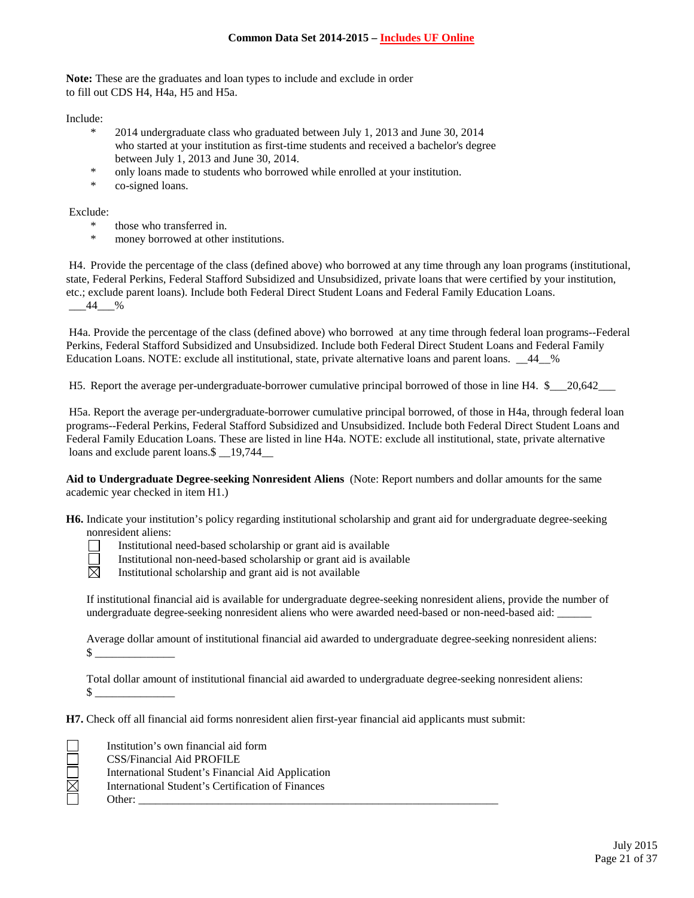**Note:** These are the graduates and loan types to include and exclude in order to fill out CDS H4, H4a, H5 and H5a.

Include:

- 2014 undergraduate class who graduated between July 1, 2013 and June 30, 2014 who started at your institution as first-time students and received a bachelor's degree between July 1, 2013 and June 30, 2014.
- only loans made to students who borrowed while enrolled at your institution.
- co-signed loans.

Exclude:

- those who transferred in.
- money borrowed at other institutions.

H4. Provide the percentage of the class (defined above) who borrowed at any time through any loan programs (institutional, state, Federal Perkins, Federal Stafford Subsidized and Unsubsidized, private loans that were certified by your institution, etc.; exclude parent loans). Include both Federal Direct Student Loans and Federal Family Education Loans. ___44___%

H4a. Provide the percentage of the class (defined above) who borrowed at any time through federal loan programs--Federal Perkins, Federal Stafford Subsidized and Unsubsidized. Include both Federal Direct Student Loans and Federal Family Education Loans. NOTE: exclude all institutional, state, private alternative loans and parent loans. __44__%

H5. Report the average per-undergraduate-borrower cumulative principal borrowed of those in line H4. $___20,642___

H5a. Report the average per-undergraduate-borrower cumulative principal borrowed, of those in H4a, through federal loan programs--Federal Perkins, Federal Stafford Subsidized and Unsubsidized. Include both Federal Direct Student Loans and Federal Family Education Loans. These are listed in line H4a. NOTE: exclude all institutional, state, private alternative loans and exclude parent loans.$ __19,744__

**Aid to Undergraduate Degree-seeking Nonresident Aliens** (Note: Report numbers and dollar amounts for the same academic year checked in item H1.)

**H6.** Indicate your institution's policy regarding institutional scholarship and grant aid for undergraduate degree-seeking nonresident aliens:

☐ Institutional need-based scholarship or grant aid is available
☐ Institutional non-need-based scholarship or grant aid is available
☒ Institutional scholarship and grant aid is not available

If institutional financial aid is available for undergraduate degree-seeking nonresident aliens, provide the number of undergraduate degree-seeking nonresident aliens who were awarded need-based or non-need-based aid: ______

Average dollar amount of institutional financial aid awarded to undergraduate degree-seeking nonresident aliens: $ ______________

Total dollar amount of institutional financial aid awarded to undergraduate degree-seeking nonresident aliens: $ ______________

**H7.** Check off all financial aid forms nonresident alien first-year financial aid applicants must submit:

☐ Institution's own financial aid form
☐ CSS/Financial Aid PROFILE
☐ International Student's Financial Aid Application
☒ International Student's Certification of Finances
☐ Other: ________________________________________________________________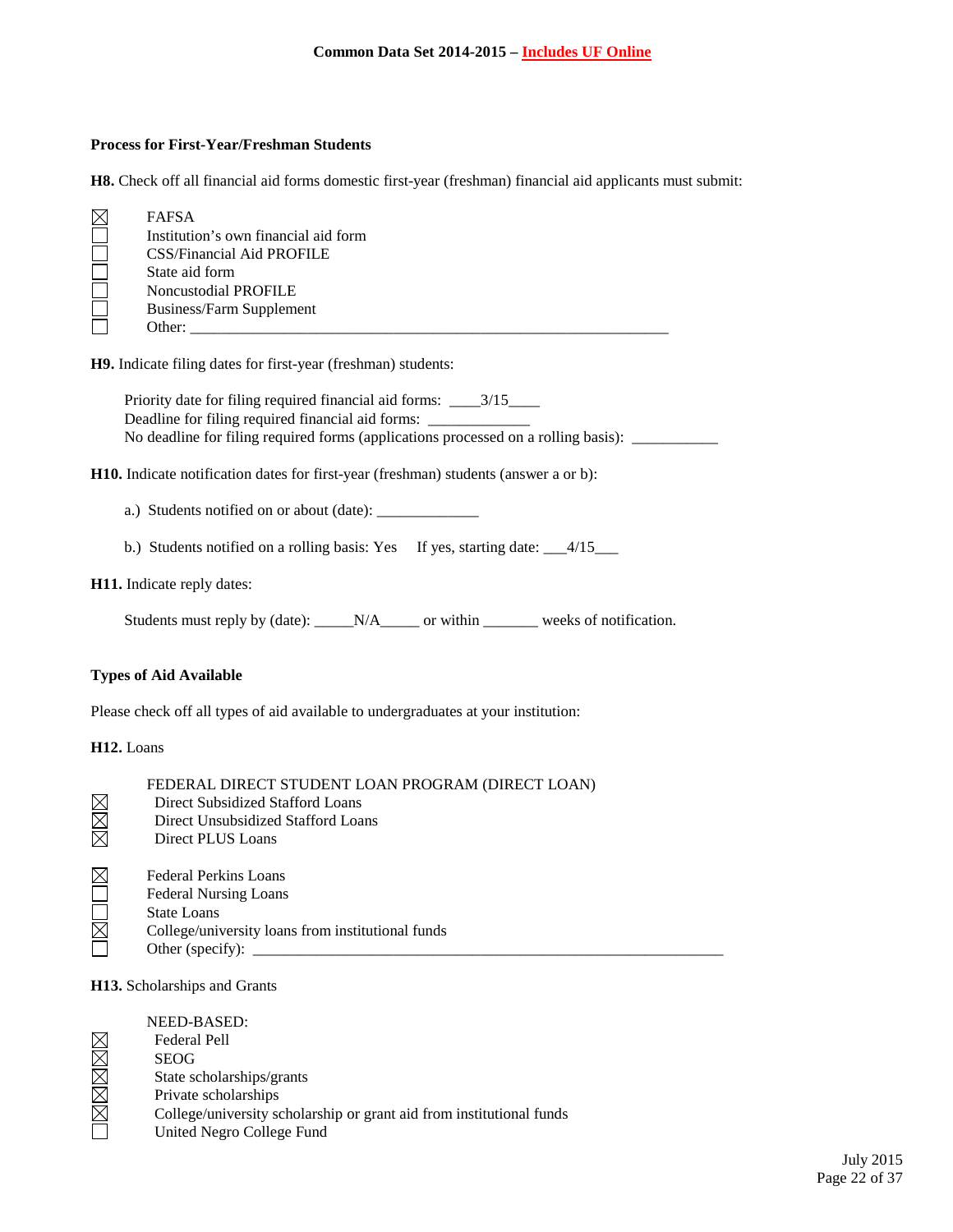**Process for First-Year/Freshman Students**

**H8.** Check off all financial aid forms domestic first-year (freshman) financial aid applicants must submit:

- ☒ FAFSA
- ☐ Institution's own financial aid form
- ☐ CSS/Financial Aid PROFILE
- ☐ State aid form
- ☐ Noncustodial PROFILE
- ☐ Business/Farm Supplement
- ☐ Other: ____________________________________________________________

**H9.** Indicate filing dates for first-year (freshman) students:

Priority date for filing required financial aid forms: ____3/15____
Deadline for filing required financial aid forms: _____________
No deadline for filing required forms (applications processed on a rolling basis): ___________

**H10.** Indicate notification dates for first-year (freshman) students (answer a or b):

a.) Students notified on or about (date): _____________

b.) Students notified on a rolling basis: Yes  If yes, starting date: ___4/15___

**H11.** Indicate reply dates:

Students must reply by (date): _____N/A_____ or within _______ weeks of notification.

**Types of Aid Available**

Please check off all types of aid available to undergraduates at your institution:

**H12.** Loans

FEDERAL DIRECT STUDENT LOAN PROGRAM (DIRECT LOAN)

- ☒ Direct Subsidized Stafford Loans
- ☒ Direct Unsubsidized Stafford Loans
- ☒ Direct PLUS Loans

- ☒ Federal Perkins Loans
- ☐ Federal Nursing Loans
- ☐ State Loans
- ☒ College/university loans from institutional funds
- ☐ Other (specify): ____________________________________________________________

**H13.** Scholarships and Grants

NEED-BASED:

- ☒ Federal Pell
- ☒ SEOG
- ☒ State scholarships/grants
- ☒ Private scholarships
- ☒ College/university scholarship or grant aid from institutional funds
- ☐ United Negro College Fund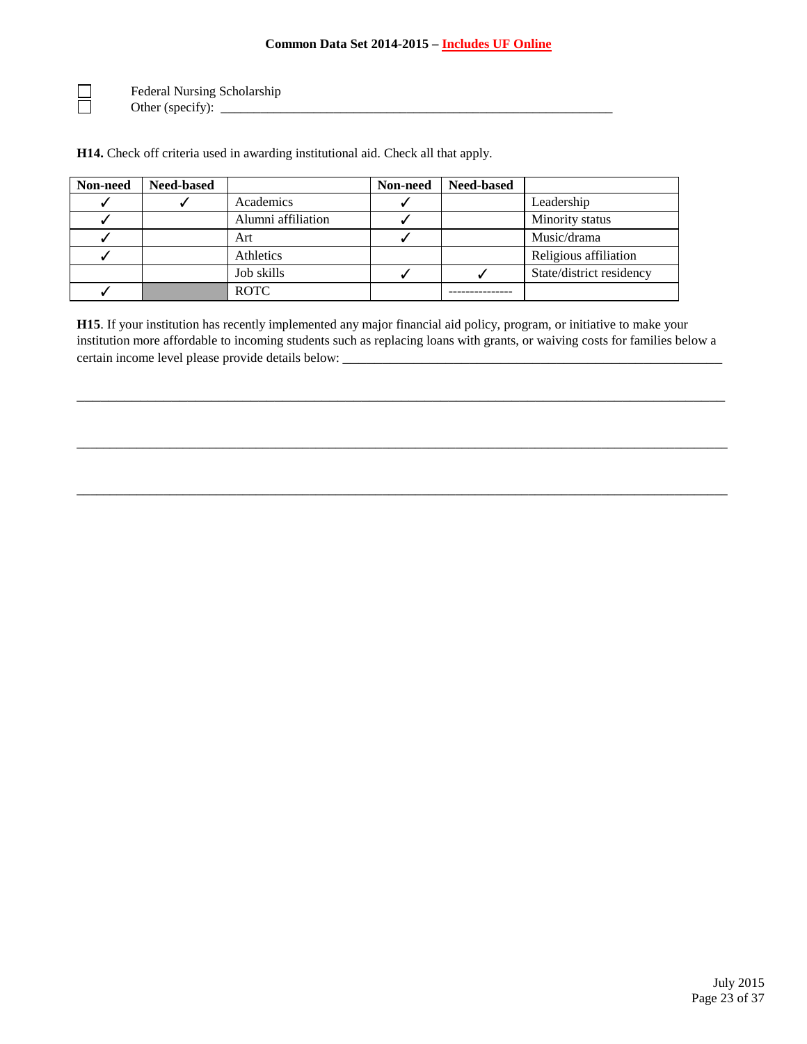☐ Federal Nursing Scholarship
☐ Other (specify): ____________________________________________________________

**H14.** Check off criteria used in awarding institutional aid. Check all that apply.

| Non-need | Need-based | | Non-need | Need-based | |
|---|---|---|---|---|---|
| ✓ | ✓ | Academics | ✓ | | Leadership |
| ✓ | | Alumni affiliation | ✓ | | Minority status |
| ✓ | | Art | ✓ | | Music/drama |
| ✓ | | Athletics | | | Religious affiliation |
| | | Job skills | ✓ | ✓ | State/district residency |
| ✓ | | ROTC | | --------------- | |

**H15**. If your institution has recently implemented any major financial aid policy, program, or initiative to make your institution more affordable to incoming students such as replacing loans with grants, or waiving costs for families below a certain income level please provide details below: ____________________________________________________________

____________________________________________________________________________________________

____________________________________________________________________________________________

____________________________________________________________________________________________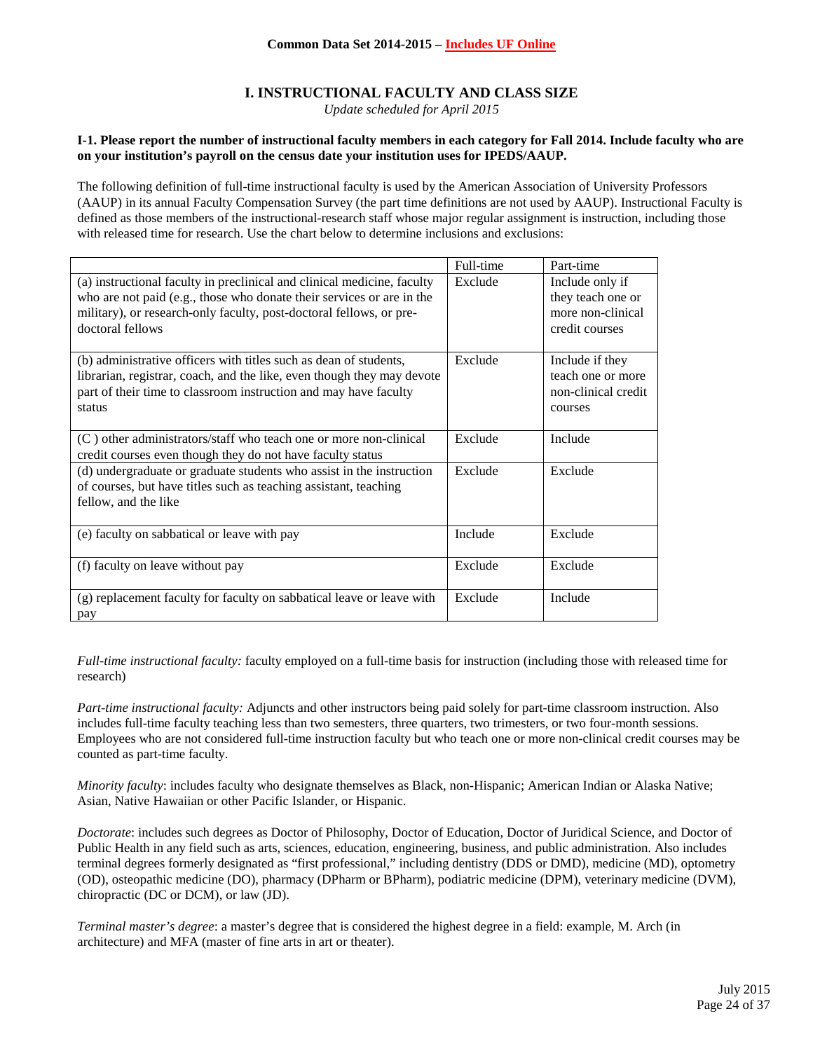# I. INSTRUCTIONAL FACULTY AND CLASS SIZE

*Update scheduled for April 2015*

**I-1. Please report the number of instructional faculty members in each category for Fall 2014. Include faculty who are on your institution's payroll on the census date your institution uses for IPEDS/AAUP.**

The following definition of full-time instructional faculty is used by the American Association of University Professors (AAUP) in its annual Faculty Compensation Survey (the part time definitions are not used by AAUP). Instructional Faculty is defined as those members of the instructional-research staff whose major regular assignment is instruction, including those with released time for research. Use the chart below to determine inclusions and exclusions:

| | Full-time | Part-time |
|---|---|---|
| (a) instructional faculty in preclinical and clinical medicine, faculty who are not paid (e.g., those who donate their services or are in the military), or research-only faculty, post-doctoral fellows, or pre-doctoral fellows | Exclude | Include only if they teach one or more non-clinical credit courses |
| (b) administrative officers with titles such as dean of students, librarian, registrar, coach, and the like, even though they may devote part of their time to classroom instruction and may have faculty status | Exclude | Include if they teach one or more non-clinical credit courses |
| (C ) other administrators/staff who teach one or more non-clinical credit courses even though they do not have faculty status | Exclude | Include |
| (d) undergraduate or graduate students who assist in the instruction of courses, but have titles such as teaching assistant, teaching fellow, and the like | Exclude | Exclude |
| (e) faculty on sabbatical or leave with pay | Include | Exclude |
| (f) faculty on leave without pay | Exclude | Exclude |
| (g) replacement faculty for faculty on sabbatical leave or leave with pay | Exclude | Include |

*Full-time instructional faculty:* faculty employed on a full-time basis for instruction (including those with released time for research)

*Part-time instructional faculty:* Adjuncts and other instructors being paid solely for part-time classroom instruction. Also includes full-time faculty teaching less than two semesters, three quarters, two trimesters, or two four-month sessions. Employees who are not considered full-time instruction faculty but who teach one or more non-clinical credit courses may be counted as part-time faculty.

*Minority faculty*: includes faculty who designate themselves as Black, non-Hispanic; American Indian or Alaska Native; Asian, Native Hawaiian or other Pacific Islander, or Hispanic.

*Doctorate*: includes such degrees as Doctor of Philosophy, Doctor of Education, Doctor of Juridical Science, and Doctor of Public Health in any field such as arts, sciences, education, engineering, business, and public administration. Also includes terminal degrees formerly designated as "first professional," including dentistry (DDS or DMD), medicine (MD), optometry (OD), osteopathic medicine (DO), pharmacy (DPharm or BPharm), podiatric medicine (DPM), veterinary medicine (DVM), chiropractic (DC or DCM), or law (JD).

*Terminal master's degree*: a master's degree that is considered the highest degree in a field: example, M. Arch (in architecture) and MFA (master of fine arts in art or theater).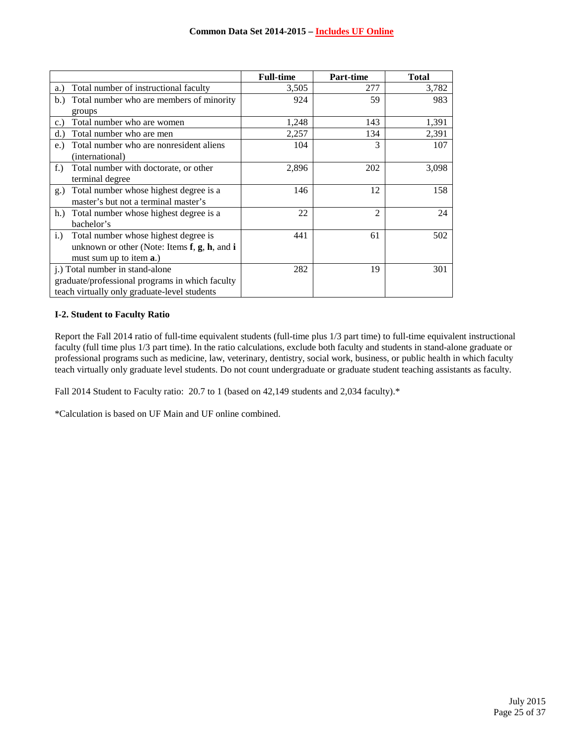| | Full-time | Part-time | Total |
|---|---|---|---|
| a.) Total number of instructional faculty | 3,505 | 277 | 3,782 |
| b.) Total number who are members of minority groups | 924 | 59 | 983 |
| c.) Total number who are women | 1,248 | 143 | 1,391 |
| d.) Total number who are men | 2,257 | 134 | 2,391 |
| e.) Total number who are nonresident aliens (international) | 104 | 3 | 107 |
| f.) Total number with doctorate, or other terminal degree | 2,896 | 202 | 3,098 |
| g.) Total number whose highest degree is a master's but not a terminal master's | 146 | 12 | 158 |
| h.) Total number whose highest degree is a bachelor's | 22 | 2 | 24 |
| i.) Total number whose highest degree is unknown or other (Note: Items **f**, **g**, **h**, and **i** must sum up to item **a**.) | 441 | 61 | 502 |
| j.) Total number in stand-alone graduate/professional programs in which faculty teach virtually only graduate-level students | 282 | 19 | 301 |

### I-2. Student to Faculty Ratio

Report the Fall 2014 ratio of full-time equivalent students (full-time plus 1/3 part time) to full-time equivalent instructional faculty (full time plus 1/3 part time). In the ratio calculations, exclude both faculty and students in stand-alone graduate or professional programs such as medicine, law, veterinary, dentistry, social work, business, or public health in which faculty teach virtually only graduate level students. Do not count undergraduate or graduate student teaching assistants as faculty.

Fall 2014 Student to Faculty ratio: 20.7 to 1 (based on 42,149 students and 2,034 faculty).*

*Calculation is based on UF Main and UF online combined.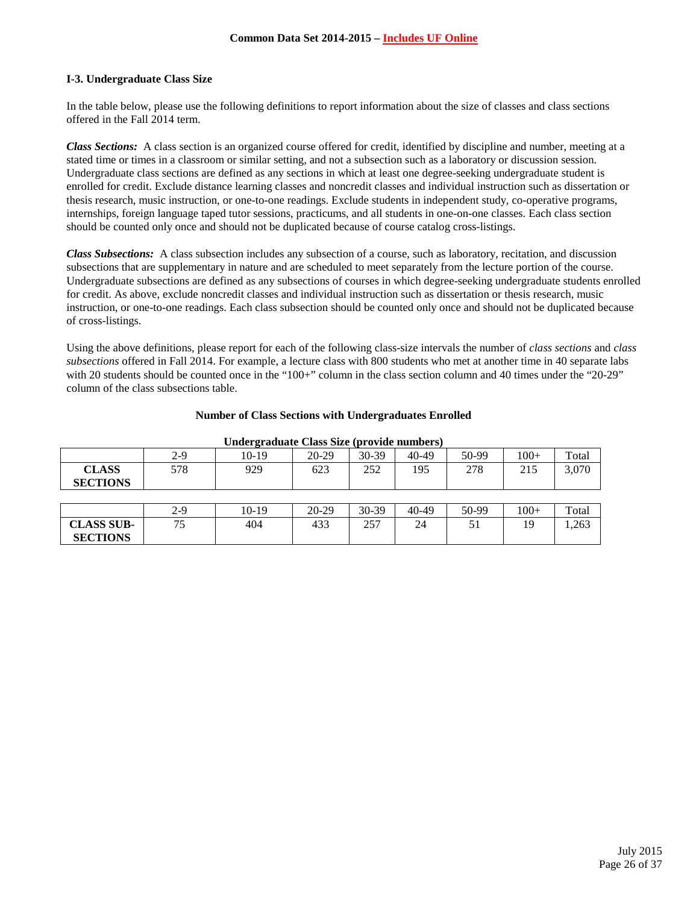### I-3. Undergraduate Class Size

In the table below, please use the following definitions to report information about the size of classes and class sections offered in the Fall 2014 term.

***Class Sections:*** A class section is an organized course offered for credit, identified by discipline and number, meeting at a stated time or times in a classroom or similar setting, and not a subsection such as a laboratory or discussion session. Undergraduate class sections are defined as any sections in which at least one degree-seeking undergraduate student is enrolled for credit. Exclude distance learning classes and noncredit classes and individual instruction such as dissertation or thesis research, music instruction, or one-to-one readings. Exclude students in independent study, co-operative programs, internships, foreign language taped tutor sessions, practicums, and all students in one-on-one classes. Each class section should be counted only once and should not be duplicated because of course catalog cross-listings.

***Class Subsections:*** A class subsection includes any subsection of a course, such as laboratory, recitation, and discussion subsections that are supplementary in nature and are scheduled to meet separately from the lecture portion of the course. Undergraduate subsections are defined as any subsections of courses in which degree-seeking undergraduate students enrolled for credit. As above, exclude noncredit classes and individual instruction such as dissertation or thesis research, music instruction, or one-to-one readings. Each class subsection should be counted only once and should not be duplicated because of cross-listings.

Using the above definitions, please report for each of the following class-size intervals the number of *class sections* and *class subsections* offered in Fall 2014. For example, a lecture class with 800 students who met at another time in 40 separate labs with 20 students should be counted once in the "100+" column in the class section column and 40 times under the "20-29" column of the class subsections table.

**Number of Class Sections with Undergraduates Enrolled**

**Undergraduate Class Size (provide numbers)**

| | 2-9 | 10-19 | 20-29 | 30-39 | 40-49 | 50-99 | 100+ | Total |
|---|---|---|---|---|---|---|---|---|
| **CLASS SECTIONS** | 578 | 929 | 623 | 252 | 195 | 278 | 215 | 3,070 |

| | 2-9 | 10-19 | 20-29 | 30-39 | 40-49 | 50-99 | 100+ | Total |
|---|---|---|---|---|---|---|---|---|
| **CLASS SUB-SECTIONS** | 75 | 404 | 433 | 257 | 24 | 51 | 19 | 1,263 |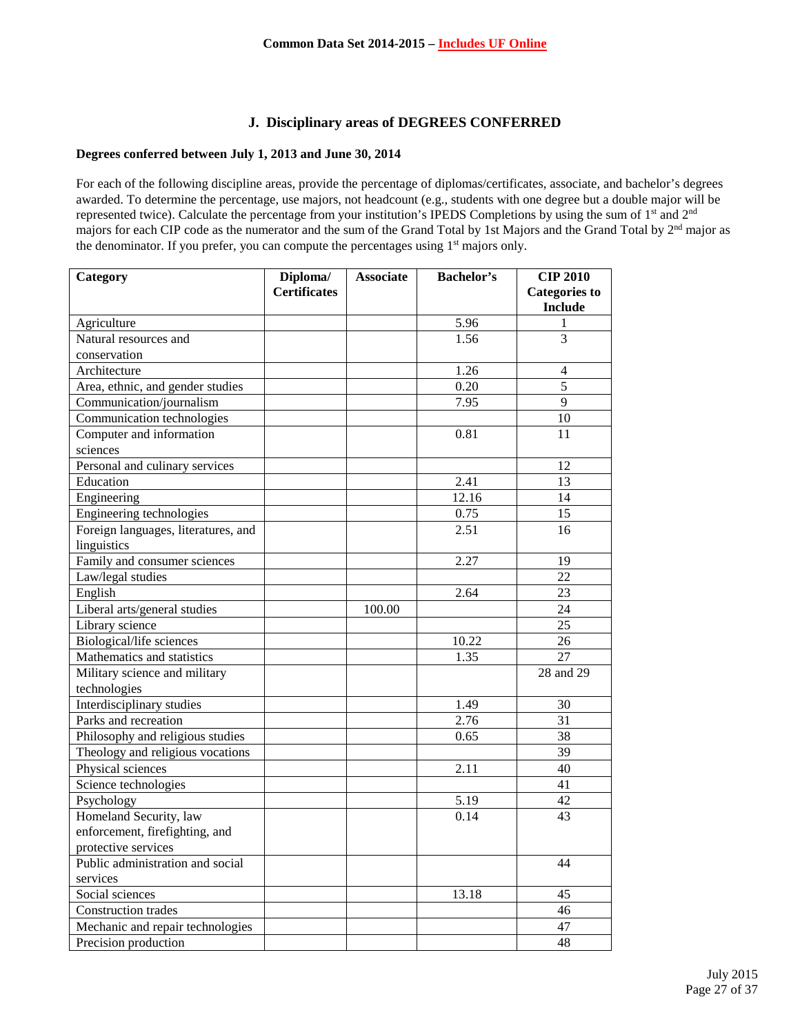## J. Disciplinary areas of DEGREES CONFERRED

**Degrees conferred between July 1, 2013 and June 30, 2014**

For each of the following discipline areas, provide the percentage of diplomas/certificates, associate, and bachelor's degrees awarded. To determine the percentage, use majors, not headcount (e.g., students with one degree but a double major will be represented twice). Calculate the percentage from your institution's IPEDS Completions by using the sum of 1st and 2nd majors for each CIP code as the numerator and the sum of the Grand Total by 1st Majors and the Grand Total by 2nd major as the denominator. If you prefer, you can compute the percentages using 1st majors only.

| Category | Diploma/ Certificates | Associate | Bachelor's | CIP 2010 Categories to Include |
|---|---|---|---|---|
| Agriculture | | | 5.96 | 1 |
| Natural resources and conservation | | | 1.56 | 3 |
| Architecture | | | 1.26 | 4 |
| Area, ethnic, and gender studies | | | 0.20 | 5 |
| Communication/journalism | | | 7.95 | 9 |
| Communication technologies | | | | 10 |
| Computer and information sciences | | | 0.81 | 11 |
| Personal and culinary services | | | | 12 |
| Education | | | 2.41 | 13 |
| Engineering | | | 12.16 | 14 |
| Engineering technologies | | | 0.75 | 15 |
| Foreign languages, literatures, and linguistics | | | 2.51 | 16 |
| Family and consumer sciences | | | 2.27 | 19 |
| Law/legal studies | | | | 22 |
| English | | | 2.64 | 23 |
| Liberal arts/general studies | | 100.00 | | 24 |
| Library science | | | | 25 |
| Biological/life sciences | | | 10.22 | 26 |
| Mathematics and statistics | | | 1.35 | 27 |
| Military science and military technologies | | | | 28 and 29 |
| Interdisciplinary studies | | | 1.49 | 30 |
| Parks and recreation | | | 2.76 | 31 |
| Philosophy and religious studies | | | 0.65 | 38 |
| Theology and religious vocations | | | | 39 |
| Physical sciences | | | 2.11 | 40 |
| Science technologies | | | | 41 |
| Psychology | | | 5.19 | 42 |
| Homeland Security, law enforcement, firefighting, and protective services | | | 0.14 | 43 |
| Public administration and social services | | | | 44 |
| Social sciences | | | 13.18 | 45 |
| Construction trades | | | | 46 |
| Mechanic and repair technologies | | | | 47 |
| Precision production | | | | 48 |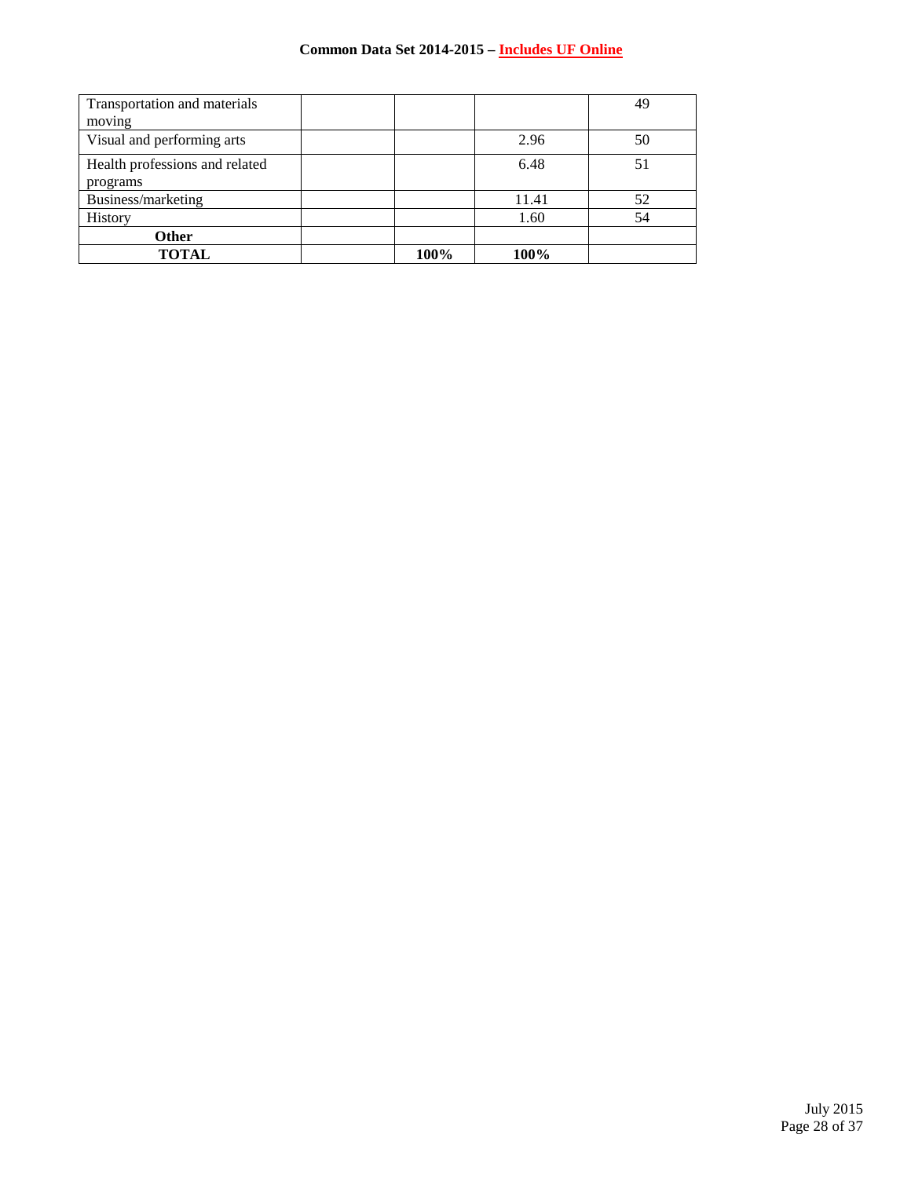| Transportation and materials moving | | | | 49 |
|---|---|---|---|---|
| Visual and performing arts | | | 2.96 | 50 |
| Health professions and related programs | | | 6.48 | 51 |
| Business/marketing | | | 11.41 | 52 |
| History | | | 1.60 | 54 |
| **Other** | | | | |
| **TOTAL** | | **100%** | **100%** | |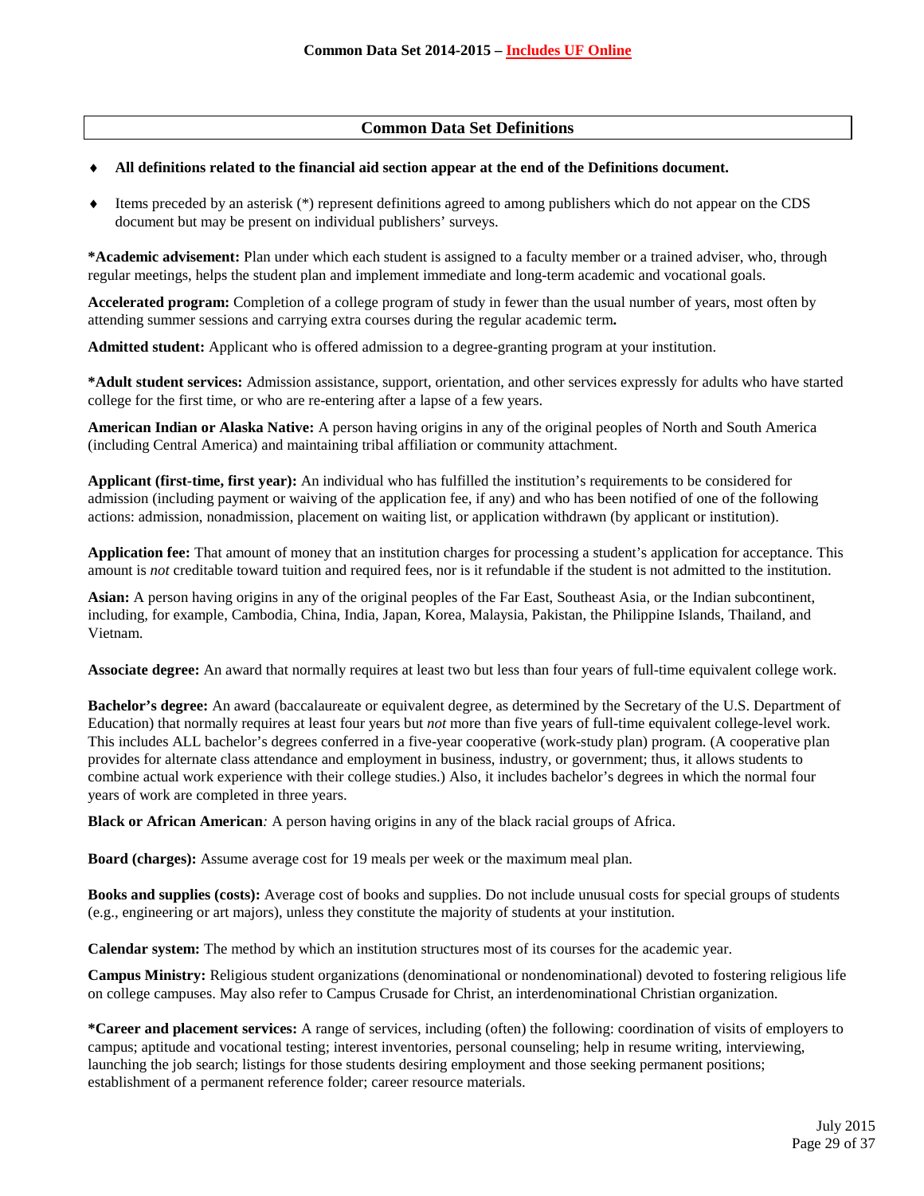## Common Data Set Definitions

- **All definitions related to the financial aid section appear at the end of the Definitions document.**
- Items preceded by an asterisk (*) represent definitions agreed to among publishers which do not appear on the CDS document but may be present on individual publishers' surveys.

***Academic advisement:** Plan under which each student is assigned to a faculty member or a trained adviser, who, through regular meetings, helps the student plan and implement immediate and long-term academic and vocational goals.

**Accelerated program:** Completion of a college program of study in fewer than the usual number of years, most often by attending summer sessions and carrying extra courses during the regular academic term**.**

**Admitted student:** Applicant who is offered admission to a degree-granting program at your institution.

***Adult student services:** Admission assistance, support, orientation, and other services expressly for adults who have started college for the first time, or who are re-entering after a lapse of a few years.

**American Indian or Alaska Native:** A person having origins in any of the original peoples of North and South America (including Central America) and maintaining tribal affiliation or community attachment.

**Applicant (first-time, first year):** An individual who has fulfilled the institution's requirements to be considered for admission (including payment or waiving of the application fee, if any) and who has been notified of one of the following actions: admission, nonadmission, placement on waiting list, or application withdrawn (by applicant or institution).

**Application fee:** That amount of money that an institution charges for processing a student's application for acceptance. This amount is *not* creditable toward tuition and required fees, nor is it refundable if the student is not admitted to the institution.

**Asian:** A person having origins in any of the original peoples of the Far East, Southeast Asia, or the Indian subcontinent, including, for example, Cambodia, China, India, Japan, Korea, Malaysia, Pakistan, the Philippine Islands, Thailand, and Vietnam.

**Associate degree:** An award that normally requires at least two but less than four years of full-time equivalent college work.

**Bachelor's degree:** An award (baccalaureate or equivalent degree, as determined by the Secretary of the U.S. Department of Education) that normally requires at least four years but *not* more than five years of full-time equivalent college-level work. This includes ALL bachelor's degrees conferred in a five-year cooperative (work-study plan) program. (A cooperative plan provides for alternate class attendance and employment in business, industry, or government; thus, it allows students to combine actual work experience with their college studies.) Also, it includes bachelor's degrees in which the normal four years of work are completed in three years.

**Black or African American***:* A person having origins in any of the black racial groups of Africa.

**Board (charges):** Assume average cost for 19 meals per week or the maximum meal plan.

**Books and supplies (costs):** Average cost of books and supplies. Do not include unusual costs for special groups of students (e.g., engineering or art majors), unless they constitute the majority of students at your institution.

**Calendar system:** The method by which an institution structures most of its courses for the academic year.

**Campus Ministry:** Religious student organizations (denominational or nondenominational) devoted to fostering religious life on college campuses. May also refer to Campus Crusade for Christ, an interdenominational Christian organization.

***Career and placement services:** A range of services, including (often) the following: coordination of visits of employers to campus; aptitude and vocational testing; interest inventories, personal counseling; help in resume writing, interviewing, launching the job search; listings for those students desiring employment and those seeking permanent positions; establishment of a permanent reference folder; career resource materials.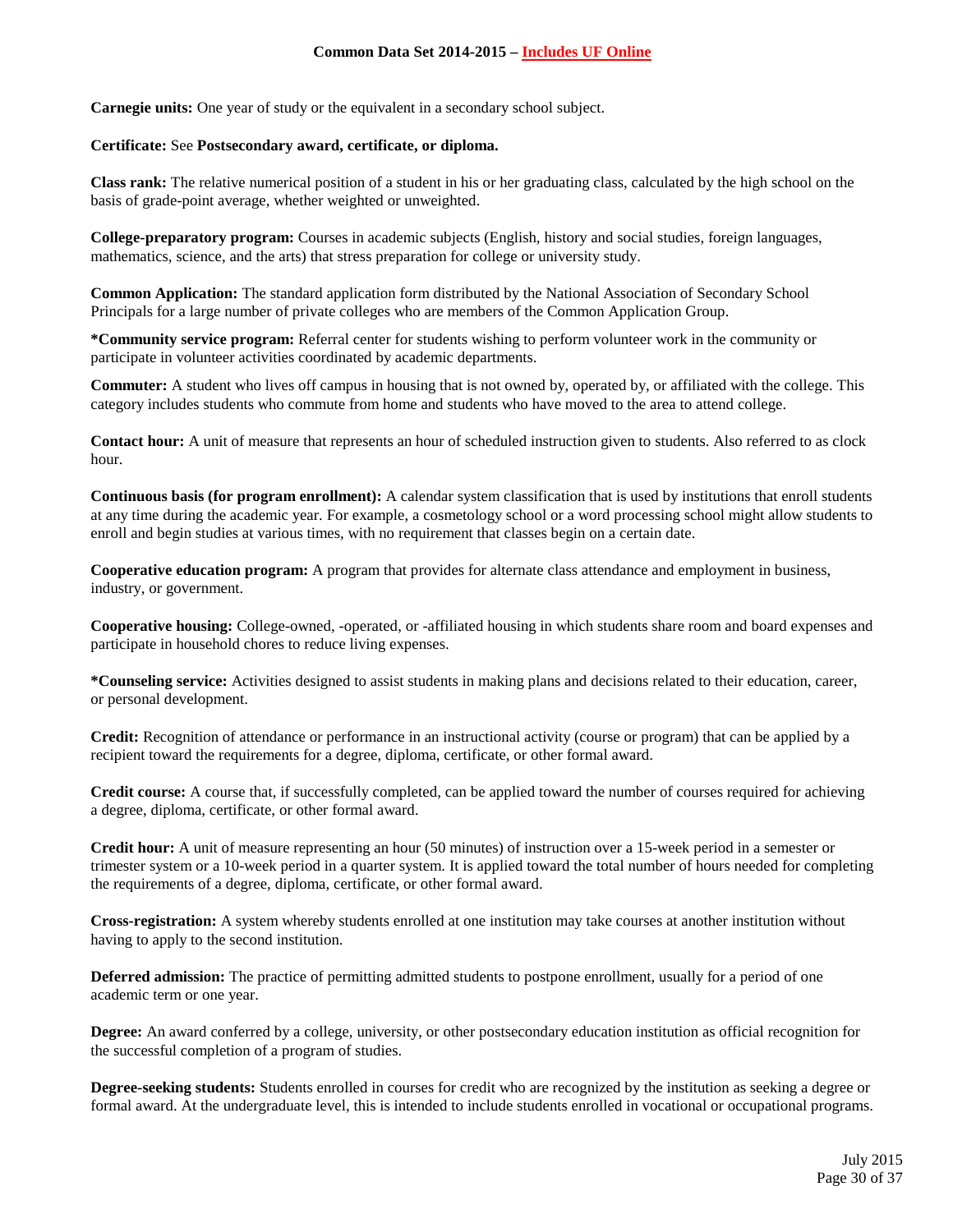**Carnegie units:** One year of study or the equivalent in a secondary school subject.

**Certificate:** See **Postsecondary award, certificate, or diploma.**

**Class rank:** The relative numerical position of a student in his or her graduating class, calculated by the high school on the basis of grade-point average, whether weighted or unweighted.

**College-preparatory program:** Courses in academic subjects (English, history and social studies, foreign languages, mathematics, science, and the arts) that stress preparation for college or university study.

**Common Application:** The standard application form distributed by the National Association of Secondary School Principals for a large number of private colleges who are members of the Common Application Group.

***Community service program:** Referral center for students wishing to perform volunteer work in the community or participate in volunteer activities coordinated by academic departments.

**Commuter:** A student who lives off campus in housing that is not owned by, operated by, or affiliated with the college. This category includes students who commute from home and students who have moved to the area to attend college.

**Contact hour:** A unit of measure that represents an hour of scheduled instruction given to students. Also referred to as clock hour.

**Continuous basis (for program enrollment):** A calendar system classification that is used by institutions that enroll students at any time during the academic year. For example, a cosmetology school or a word processing school might allow students to enroll and begin studies at various times, with no requirement that classes begin on a certain date.

**Cooperative education program:** A program that provides for alternate class attendance and employment in business, industry, or government.

**Cooperative housing:** College-owned, -operated, or -affiliated housing in which students share room and board expenses and participate in household chores to reduce living expenses.

***Counseling service:** Activities designed to assist students in making plans and decisions related to their education, career, or personal development.

**Credit:** Recognition of attendance or performance in an instructional activity (course or program) that can be applied by a recipient toward the requirements for a degree, diploma, certificate, or other formal award.

**Credit course:** A course that, if successfully completed, can be applied toward the number of courses required for achieving a degree, diploma, certificate, or other formal award.

**Credit hour:** A unit of measure representing an hour (50 minutes) of instruction over a 15-week period in a semester or trimester system or a 10-week period in a quarter system. It is applied toward the total number of hours needed for completing the requirements of a degree, diploma, certificate, or other formal award.

**Cross-registration:** A system whereby students enrolled at one institution may take courses at another institution without having to apply to the second institution.

**Deferred admission:** The practice of permitting admitted students to postpone enrollment, usually for a period of one academic term or one year.

**Degree:** An award conferred by a college, university, or other postsecondary education institution as official recognition for the successful completion of a program of studies.

**Degree-seeking students:** Students enrolled in courses for credit who are recognized by the institution as seeking a degree or formal award. At the undergraduate level, this is intended to include students enrolled in vocational or occupational programs.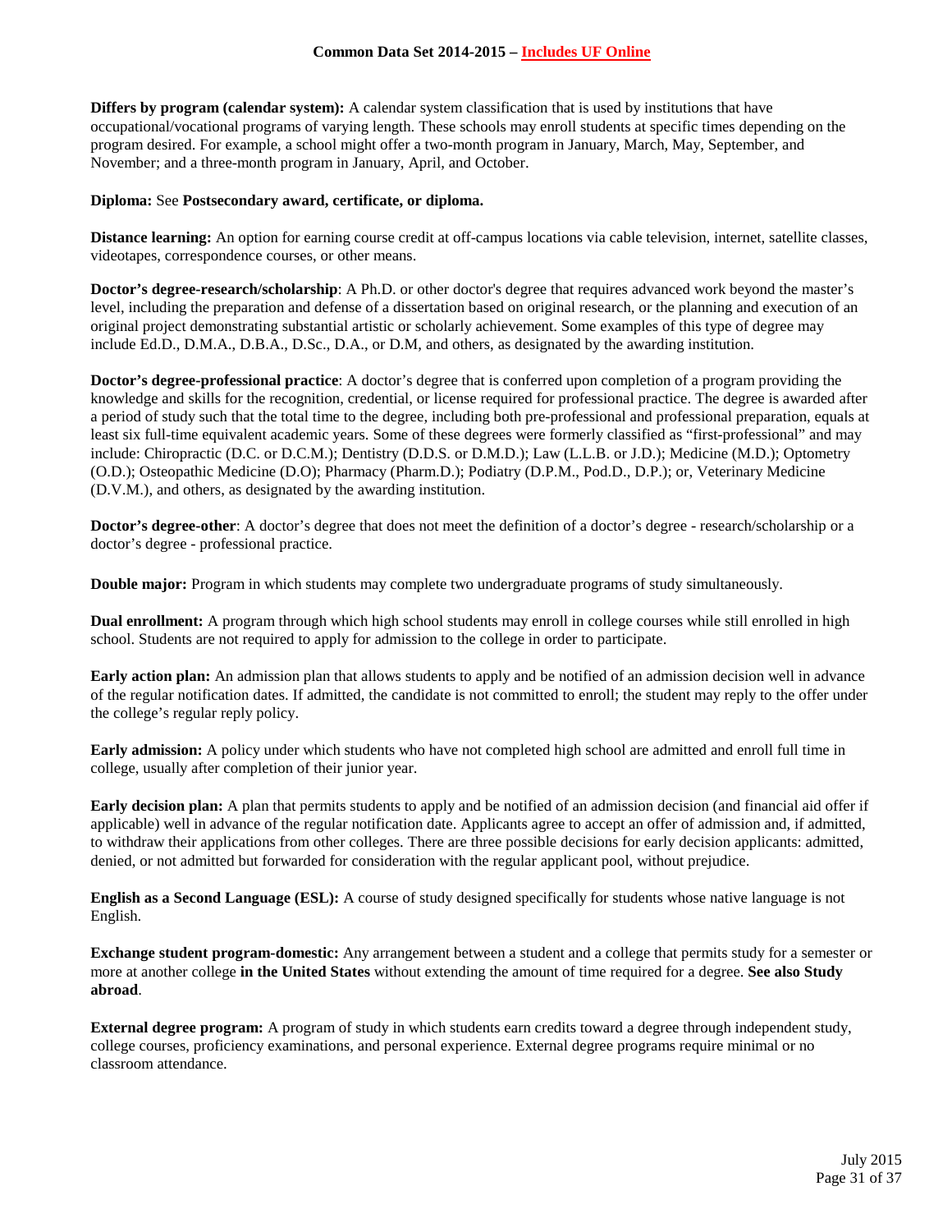**Differs by program (calendar system):** A calendar system classification that is used by institutions that have occupational/vocational programs of varying length. These schools may enroll students at specific times depending on the program desired. For example, a school might offer a two-month program in January, March, May, September, and November; and a three-month program in January, April, and October.

**Diploma:** See **Postsecondary award, certificate, or diploma.**

**Distance learning:** An option for earning course credit at off-campus locations via cable television, internet, satellite classes, videotapes, correspondence courses, or other means.

**Doctor's degree-research/scholarship**: A Ph.D. or other doctor's degree that requires advanced work beyond the master's level, including the preparation and defense of a dissertation based on original research, or the planning and execution of an original project demonstrating substantial artistic or scholarly achievement. Some examples of this type of degree may include Ed.D., D.M.A., D.B.A., D.Sc., D.A., or D.M, and others, as designated by the awarding institution.

**Doctor's degree-professional practice**: A doctor's degree that is conferred upon completion of a program providing the knowledge and skills for the recognition, credential, or license required for professional practice. The degree is awarded after a period of study such that the total time to the degree, including both pre-professional and professional preparation, equals at least six full-time equivalent academic years. Some of these degrees were formerly classified as "first-professional" and may include: Chiropractic (D.C. or D.C.M.); Dentistry (D.D.S. or D.M.D.); Law (L.L.B. or J.D.); Medicine (M.D.); Optometry (O.D.); Osteopathic Medicine (D.O); Pharmacy (Pharm.D.); Podiatry (D.P.M., Pod.D., D.P.); or, Veterinary Medicine (D.V.M.), and others, as designated by the awarding institution.

**Doctor's degree-other**: A doctor's degree that does not meet the definition of a doctor's degree - research/scholarship or a doctor's degree - professional practice.

**Double major:** Program in which students may complete two undergraduate programs of study simultaneously.

**Dual enrollment:** A program through which high school students may enroll in college courses while still enrolled in high school. Students are not required to apply for admission to the college in order to participate.

**Early action plan:** An admission plan that allows students to apply and be notified of an admission decision well in advance of the regular notification dates. If admitted, the candidate is not committed to enroll; the student may reply to the offer under the college's regular reply policy.

**Early admission:** A policy under which students who have not completed high school are admitted and enroll full time in college, usually after completion of their junior year.

**Early decision plan:** A plan that permits students to apply and be notified of an admission decision (and financial aid offer if applicable) well in advance of the regular notification date. Applicants agree to accept an offer of admission and, if admitted, to withdraw their applications from other colleges. There are three possible decisions for early decision applicants: admitted, denied, or not admitted but forwarded for consideration with the regular applicant pool, without prejudice.

**English as a Second Language (ESL):** A course of study designed specifically for students whose native language is not English.

**Exchange student program-domestic:** Any arrangement between a student and a college that permits study for a semester or more at another college **in the United States** without extending the amount of time required for a degree. **See also Study abroad**.

**External degree program:** A program of study in which students earn credits toward a degree through independent study, college courses, proficiency examinations, and personal experience. External degree programs require minimal or no classroom attendance.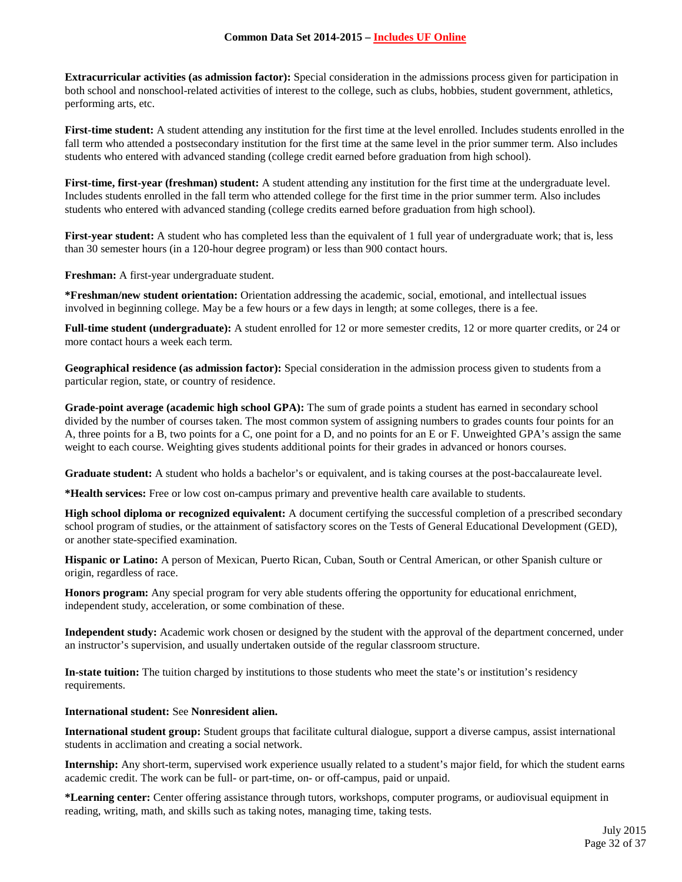**Extracurricular activities (as admission factor):** Special consideration in the admissions process given for participation in both school and nonschool-related activities of interest to the college, such as clubs, hobbies, student government, athletics, performing arts, etc.

**First-time student:** A student attending any institution for the first time at the level enrolled. Includes students enrolled in the fall term who attended a postsecondary institution for the first time at the same level in the prior summer term. Also includes students who entered with advanced standing (college credit earned before graduation from high school).

**First-time, first-year (freshman) student:** A student attending any institution for the first time at the undergraduate level. Includes students enrolled in the fall term who attended college for the first time in the prior summer term. Also includes students who entered with advanced standing (college credits earned before graduation from high school).

**First-year student:** A student who has completed less than the equivalent of 1 full year of undergraduate work; that is, less than 30 semester hours (in a 120-hour degree program) or less than 900 contact hours.

**Freshman:** A first-year undergraduate student.

**\*Freshman/new student orientation:** Orientation addressing the academic, social, emotional, and intellectual issues involved in beginning college. May be a few hours or a few days in length; at some colleges, there is a fee.

**Full-time student (undergraduate):** A student enrolled for 12 or more semester credits, 12 or more quarter credits, or 24 or more contact hours a week each term.

**Geographical residence (as admission factor):** Special consideration in the admission process given to students from a particular region, state, or country of residence.

**Grade-point average (academic high school GPA):** The sum of grade points a student has earned in secondary school divided by the number of courses taken. The most common system of assigning numbers to grades counts four points for an A, three points for a B, two points for a C, one point for a D, and no points for an E or F. Unweighted GPA's assign the same weight to each course. Weighting gives students additional points for their grades in advanced or honors courses.

**Graduate student:** A student who holds a bachelor's or equivalent, and is taking courses at the post-baccalaureate level.

**\*Health services:** Free or low cost on-campus primary and preventive health care available to students.

**High school diploma or recognized equivalent:** A document certifying the successful completion of a prescribed secondary school program of studies, or the attainment of satisfactory scores on the Tests of General Educational Development (GED), or another state-specified examination.

**Hispanic or Latino:** A person of Mexican, Puerto Rican, Cuban, South or Central American, or other Spanish culture or origin, regardless of race.

**Honors program:** Any special program for very able students offering the opportunity for educational enrichment, independent study, acceleration, or some combination of these.

**Independent study:** Academic work chosen or designed by the student with the approval of the department concerned, under an instructor's supervision, and usually undertaken outside of the regular classroom structure.

**In-state tuition:** The tuition charged by institutions to those students who meet the state's or institution's residency requirements.

**International student:** See **Nonresident alien.**

**International student group:** Student groups that facilitate cultural dialogue, support a diverse campus, assist international students in acclimation and creating a social network.

**Internship:** Any short-term, supervised work experience usually related to a student's major field, for which the student earns academic credit. The work can be full- or part-time, on- or off-campus, paid or unpaid.

**\*Learning center:** Center offering assistance through tutors, workshops, computer programs, or audiovisual equipment in reading, writing, math, and skills such as taking notes, managing time, taking tests.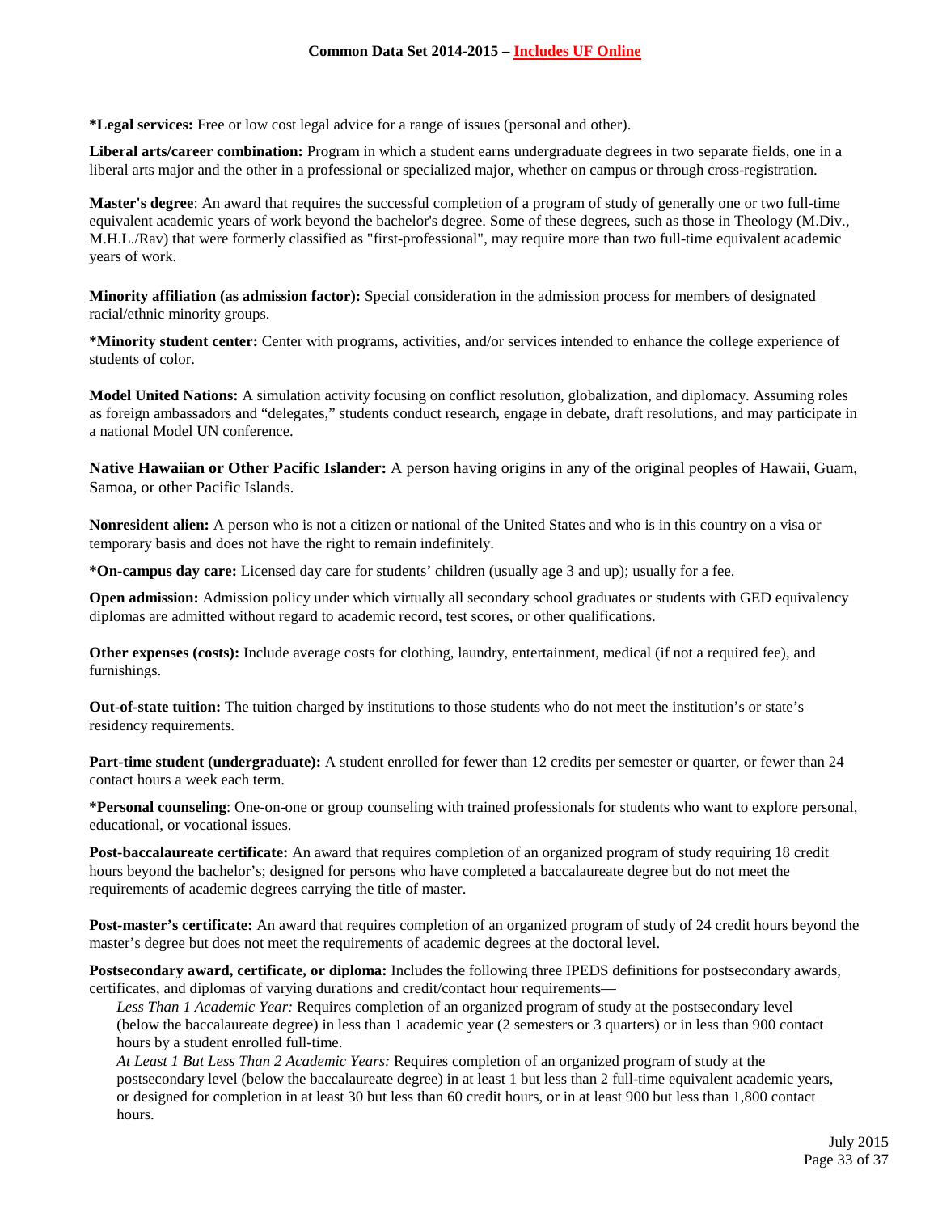**\*Legal services:** Free or low cost legal advice for a range of issues (personal and other).

**Liberal arts/career combination:** Program in which a student earns undergraduate degrees in two separate fields, one in a liberal arts major and the other in a professional or specialized major, whether on campus or through cross-registration.

**Master's degree**: An award that requires the successful completion of a program of study of generally one or two full-time equivalent academic years of work beyond the bachelor's degree. Some of these degrees, such as those in Theology (M.Div., M.H.L./Rav) that were formerly classified as "first-professional", may require more than two full-time equivalent academic years of work.

**Minority affiliation (as admission factor):** Special consideration in the admission process for members of designated racial/ethnic minority groups.

**\*Minority student center:** Center with programs, activities, and/or services intended to enhance the college experience of students of color.

**Model United Nations:** A simulation activity focusing on conflict resolution, globalization, and diplomacy. Assuming roles as foreign ambassadors and "delegates," students conduct research, engage in debate, draft resolutions, and may participate in a national Model UN conference.

**Native Hawaiian or Other Pacific Islander:** A person having origins in any of the original peoples of Hawaii, Guam, Samoa, or other Pacific Islands.

**Nonresident alien:** A person who is not a citizen or national of the United States and who is in this country on a visa or temporary basis and does not have the right to remain indefinitely.

**\*On-campus day care:** Licensed day care for students' children (usually age 3 and up); usually for a fee.

**Open admission:** Admission policy under which virtually all secondary school graduates or students with GED equivalency diplomas are admitted without regard to academic record, test scores, or other qualifications.

**Other expenses (costs):** Include average costs for clothing, laundry, entertainment, medical (if not a required fee), and furnishings.

**Out-of-state tuition:** The tuition charged by institutions to those students who do not meet the institution's or state's residency requirements.

**Part-time student (undergraduate):** A student enrolled for fewer than 12 credits per semester or quarter, or fewer than 24 contact hours a week each term.

**\*Personal counseling**: One-on-one or group counseling with trained professionals for students who want to explore personal, educational, or vocational issues.

**Post-baccalaureate certificate:** An award that requires completion of an organized program of study requiring 18 credit hours beyond the bachelor's; designed for persons who have completed a baccalaureate degree but do not meet the requirements of academic degrees carrying the title of master.

**Post-master's certificate:** An award that requires completion of an organized program of study of 24 credit hours beyond the master's degree but does not meet the requirements of academic degrees at the doctoral level.

**Postsecondary award, certificate, or diploma:** Includes the following three IPEDS definitions for postsecondary awards, certificates, and diplomas of varying durations and credit/contact hour requirements—

*Less Than 1 Academic Year:* Requires completion of an organized program of study at the postsecondary level (below the baccalaureate degree) in less than 1 academic year (2 semesters or 3 quarters) or in less than 900 contact hours by a student enrolled full-time.

*At Least 1 But Less Than 2 Academic Years:* Requires completion of an organized program of study at the postsecondary level (below the baccalaureate degree) in at least 1 but less than 2 full-time equivalent academic years, or designed for completion in at least 30 but less than 60 credit hours, or in at least 900 but less than 1,800 contact hours.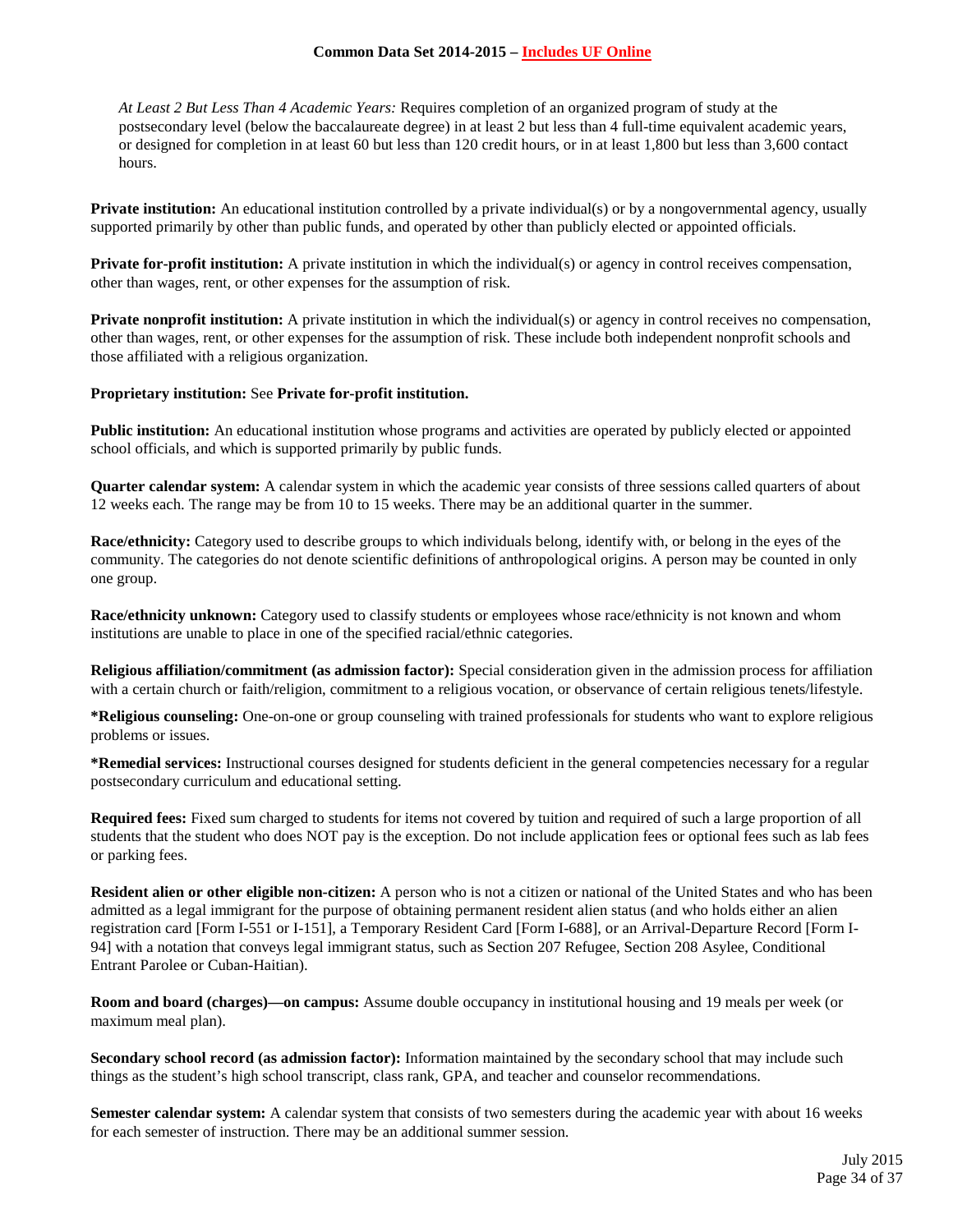*At Least 2 But Less Than 4 Academic Years:* Requires completion of an organized program of study at the postsecondary level (below the baccalaureate degree) in at least 2 but less than 4 full-time equivalent academic years, or designed for completion in at least 60 but less than 120 credit hours, or in at least 1,800 but less than 3,600 contact hours.

**Private institution:** An educational institution controlled by a private individual(s) or by a nongovernmental agency, usually supported primarily by other than public funds, and operated by other than publicly elected or appointed officials.

**Private for-profit institution:** A private institution in which the individual(s) or agency in control receives compensation, other than wages, rent, or other expenses for the assumption of risk.

**Private nonprofit institution:** A private institution in which the individual(s) or agency in control receives no compensation, other than wages, rent, or other expenses for the assumption of risk. These include both independent nonprofit schools and those affiliated with a religious organization.

**Proprietary institution:** See **Private for-profit institution.**

**Public institution:** An educational institution whose programs and activities are operated by publicly elected or appointed school officials, and which is supported primarily by public funds.

**Quarter calendar system:** A calendar system in which the academic year consists of three sessions called quarters of about 12 weeks each. The range may be from 10 to 15 weeks. There may be an additional quarter in the summer.

**Race/ethnicity:** Category used to describe groups to which individuals belong, identify with, or belong in the eyes of the community. The categories do not denote scientific definitions of anthropological origins. A person may be counted in only one group.

**Race/ethnicity unknown:** Category used to classify students or employees whose race/ethnicity is not known and whom institutions are unable to place in one of the specified racial/ethnic categories.

**Religious affiliation/commitment (as admission factor):** Special consideration given in the admission process for affiliation with a certain church or faith/religion, commitment to a religious vocation, or observance of certain religious tenets/lifestyle.

**\*Religious counseling:** One-on-one or group counseling with trained professionals for students who want to explore religious problems or issues.

**\*Remedial services:** Instructional courses designed for students deficient in the general competencies necessary for a regular postsecondary curriculum and educational setting.

**Required fees:** Fixed sum charged to students for items not covered by tuition and required of such a large proportion of all students that the student who does NOT pay is the exception. Do not include application fees or optional fees such as lab fees or parking fees.

**Resident alien or other eligible non-citizen:** A person who is not a citizen or national of the United States and who has been admitted as a legal immigrant for the purpose of obtaining permanent resident alien status (and who holds either an alien registration card [Form I-551 or I-151], a Temporary Resident Card [Form I-688], or an Arrival-Departure Record [Form I-94] with a notation that conveys legal immigrant status, such as Section 207 Refugee, Section 208 Asylee, Conditional Entrant Parolee or Cuban-Haitian).

**Room and board (charges)—on campus:** Assume double occupancy in institutional housing and 19 meals per week (or maximum meal plan).

**Secondary school record (as admission factor):** Information maintained by the secondary school that may include such things as the student's high school transcript, class rank, GPA, and teacher and counselor recommendations.

**Semester calendar system:** A calendar system that consists of two semesters during the academic year with about 16 weeks for each semester of instruction. There may be an additional summer session.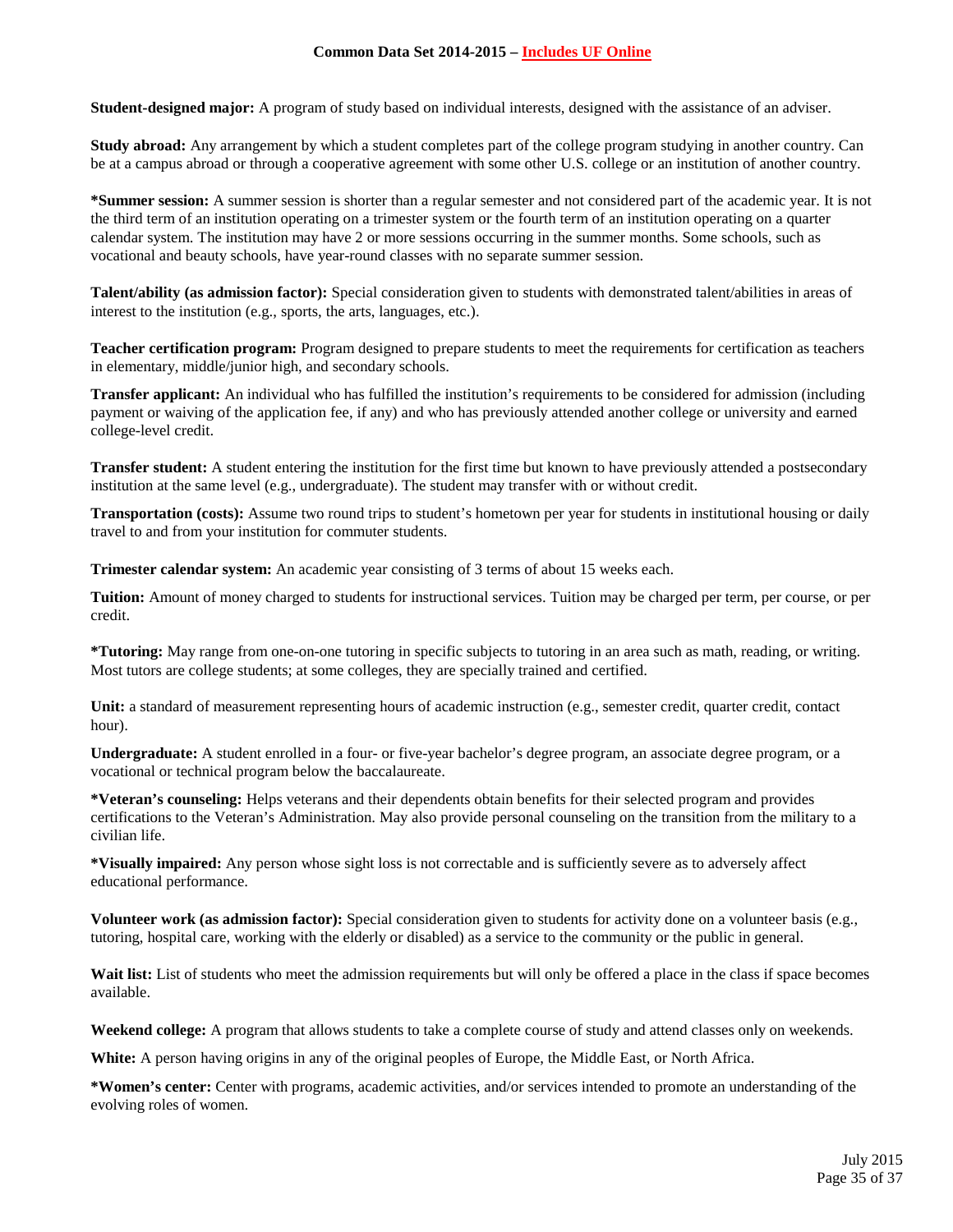**Student-designed major:** A program of study based on individual interests, designed with the assistance of an adviser.

**Study abroad:** Any arrangement by which a student completes part of the college program studying in another country. Can be at a campus abroad or through a cooperative agreement with some other U.S. college or an institution of another country.

***Summer session:** A summer session is shorter than a regular semester and not considered part of the academic year. It is not the third term of an institution operating on a trimester system or the fourth term of an institution operating on a quarter calendar system. The institution may have 2 or more sessions occurring in the summer months. Some schools, such as vocational and beauty schools, have year-round classes with no separate summer session.

**Talent/ability (as admission factor):** Special consideration given to students with demonstrated talent/abilities in areas of interest to the institution (e.g., sports, the arts, languages, etc.).

**Teacher certification program:** Program designed to prepare students to meet the requirements for certification as teachers in elementary, middle/junior high, and secondary schools.

**Transfer applicant:** An individual who has fulfilled the institution's requirements to be considered for admission (including payment or waiving of the application fee, if any) and who has previously attended another college or university and earned college-level credit.

**Transfer student:** A student entering the institution for the first time but known to have previously attended a postsecondary institution at the same level (e.g., undergraduate). The student may transfer with or without credit.

**Transportation (costs):** Assume two round trips to student's hometown per year for students in institutional housing or daily travel to and from your institution for commuter students.

**Trimester calendar system:** An academic year consisting of 3 terms of about 15 weeks each.

**Tuition:** Amount of money charged to students for instructional services. Tuition may be charged per term, per course, or per credit.

***Tutoring:** May range from one-on-one tutoring in specific subjects to tutoring in an area such as math, reading, or writing. Most tutors are college students; at some colleges, they are specially trained and certified.

**Unit:** a standard of measurement representing hours of academic instruction (e.g., semester credit, quarter credit, contact hour).

**Undergraduate:** A student enrolled in a four- or five-year bachelor's degree program, an associate degree program, or a vocational or technical program below the baccalaureate.

***Veteran's counseling:** Helps veterans and their dependents obtain benefits for their selected program and provides certifications to the Veteran's Administration. May also provide personal counseling on the transition from the military to a civilian life.

***Visually impaired:** Any person whose sight loss is not correctable and is sufficiently severe as to adversely affect educational performance.

**Volunteer work (as admission factor):** Special consideration given to students for activity done on a volunteer basis (e.g., tutoring, hospital care, working with the elderly or disabled) as a service to the community or the public in general.

**Wait list:** List of students who meet the admission requirements but will only be offered a place in the class if space becomes available.

**Weekend college:** A program that allows students to take a complete course of study and attend classes only on weekends.

**White:** A person having origins in any of the original peoples of Europe, the Middle East, or North Africa.

***Women's center:** Center with programs, academic activities, and/or services intended to promote an understanding of the evolving roles of women.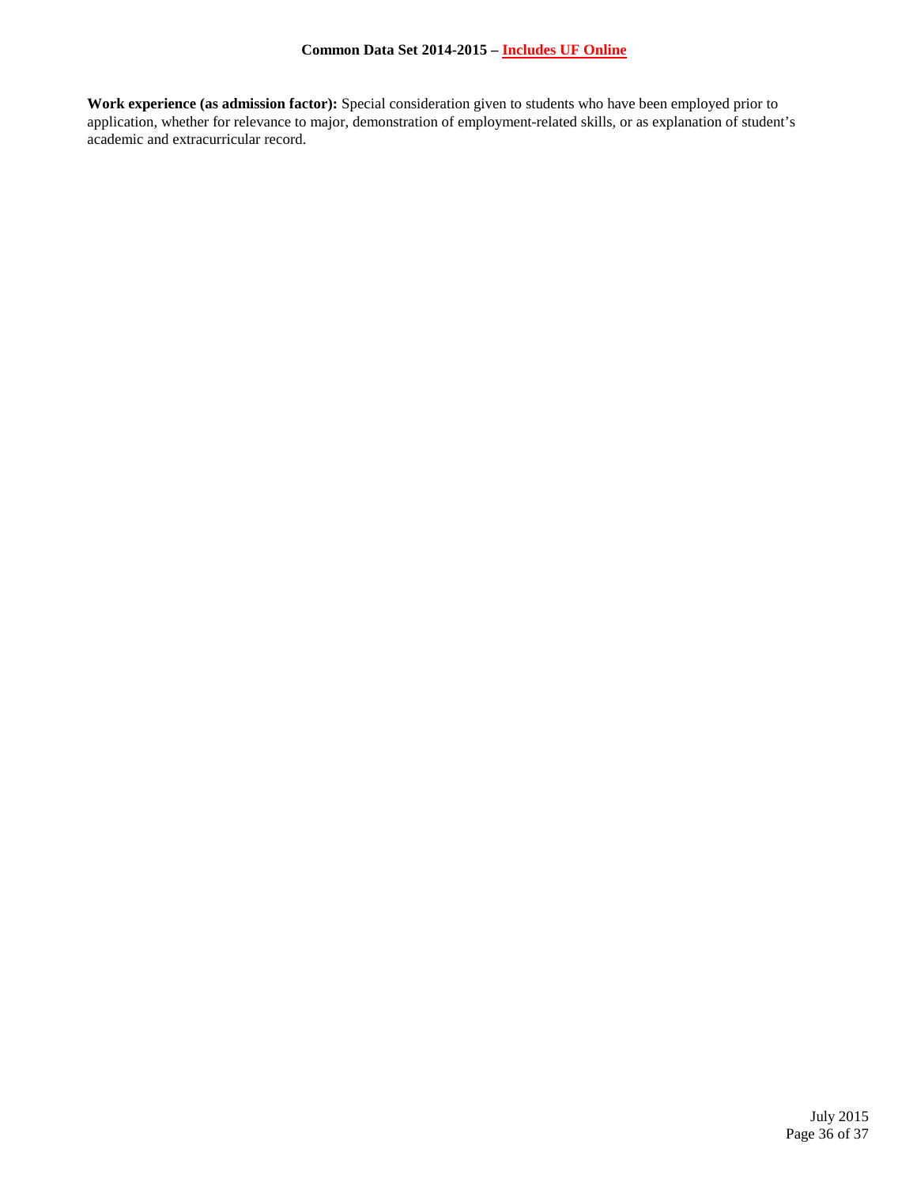**Work experience (as admission factor):** Special consideration given to students who have been employed prior to application, whether for relevance to major, demonstration of employment-related skills, or as explanation of student's academic and extracurricular record.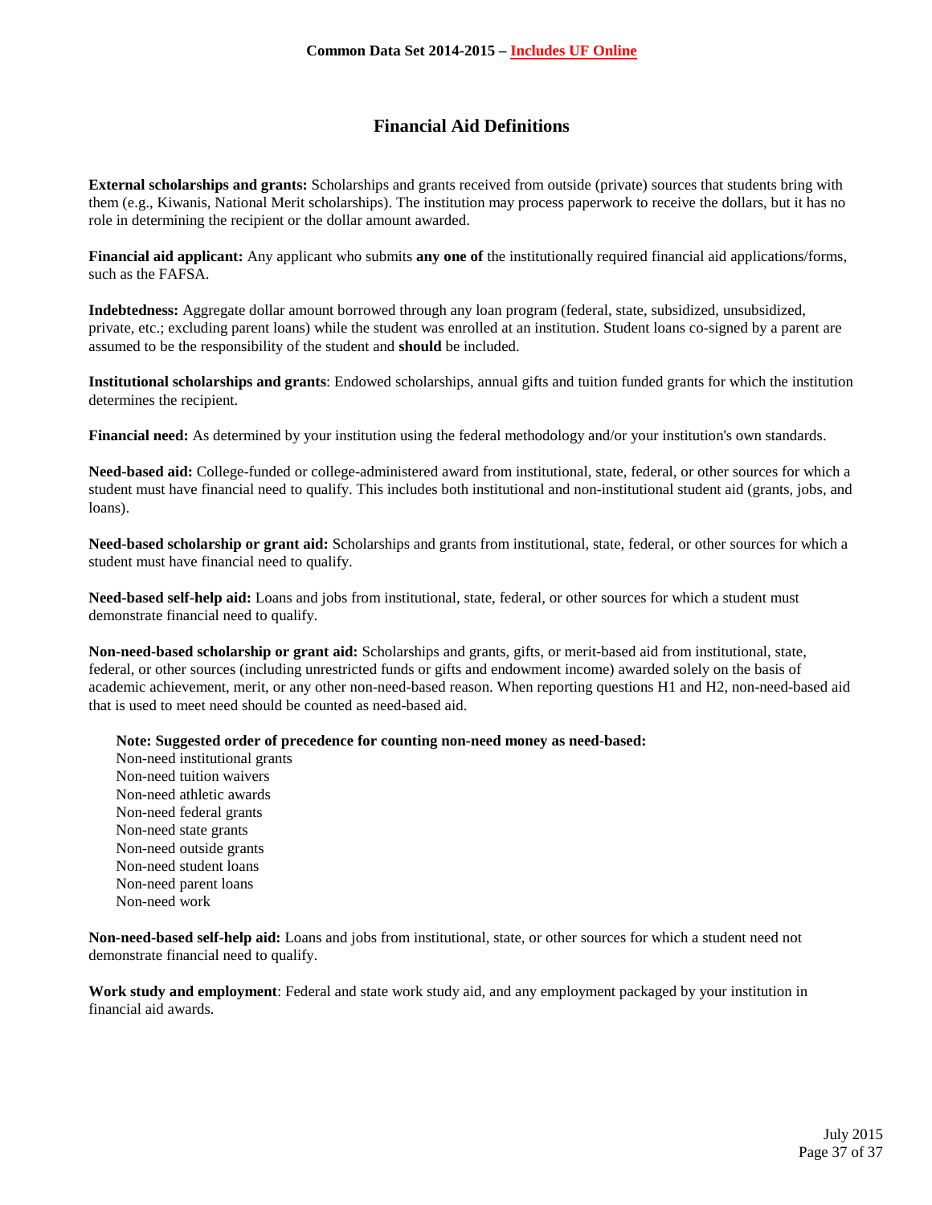# Financial Aid Definitions

**External scholarships and grants:** Scholarships and grants received from outside (private) sources that students bring with them (e.g., Kiwanis, National Merit scholarships). The institution may process paperwork to receive the dollars, but it has no role in determining the recipient or the dollar amount awarded.

**Financial aid applicant:** Any applicant who submits **any one of** the institutionally required financial aid applications/forms, such as the FAFSA.

**Indebtedness:** Aggregate dollar amount borrowed through any loan program (federal, state, subsidized, unsubsidized, private, etc.; excluding parent loans) while the student was enrolled at an institution. Student loans co-signed by a parent are assumed to be the responsibility of the student and **should** be included.

**Institutional scholarships and grants**: Endowed scholarships, annual gifts and tuition funded grants for which the institution determines the recipient.

**Financial need:** As determined by your institution using the federal methodology and/or your institution's own standards.

**Need-based aid:** College-funded or college-administered award from institutional, state, federal, or other sources for which a student must have financial need to qualify. This includes both institutional and non-institutional student aid (grants, jobs, and loans).

**Need-based scholarship or grant aid:** Scholarships and grants from institutional, state, federal, or other sources for which a student must have financial need to qualify.

**Need-based self-help aid:** Loans and jobs from institutional, state, federal, or other sources for which a student must demonstrate financial need to qualify.

**Non-need-based scholarship or grant aid:** Scholarships and grants, gifts, or merit-based aid from institutional, state, federal, or other sources (including unrestricted funds or gifts and endowment income) awarded solely on the basis of academic achievement, merit, or any other non-need-based reason. When reporting questions H1 and H2, non-need-based aid that is used to meet need should be counted as need-based aid.

**Note: Suggested order of precedence for counting non-need money as need-based:**
Non-need institutional grants
Non-need tuition waivers
Non-need athletic awards
Non-need federal grants
Non-need state grants
Non-need outside grants
Non-need student loans
Non-need parent loans
Non-need work

**Non-need-based self-help aid:** Loans and jobs from institutional, state, or other sources for which a student need not demonstrate financial need to qualify.

**Work study and employment**: Federal and state work study aid, and any employment packaged by your institution in financial aid awards.